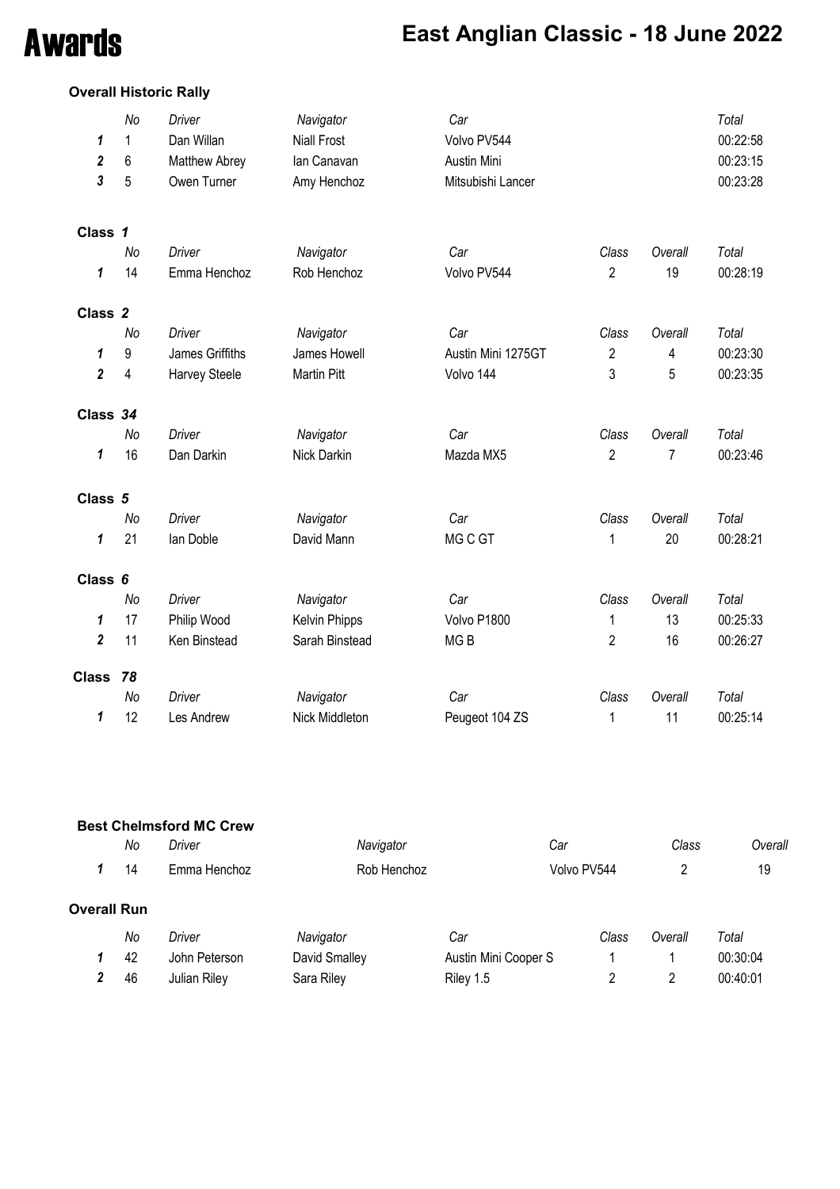# Awards

## East Anglian Classic - 18 June 2022

### Overall Historic Rally

| | No | Driver | Navigator | Car | Total |
|---|---|---|---|---|---|
| *1* | 1 | Dan Willan | Niall Frost | Volvo PV544 | 00:22:58 |
| *2* | 6 | Matthew Abrey | Ian Canavan | Austin Mini | 00:23:15 |
| *3* | 5 | Owen Turner | Amy Henchoz | Mitsubishi Lancer | 00:23:28 |

### Class *1*

| | No | Driver | Navigator | Car | Class | Overall | Total |
|---|---|---|---|---|---|---|---|
| *1* | 14 | Emma Henchoz | Rob Henchoz | Volvo PV544 | 2 | 19 | 00:28:19 |

### Class *2*

| | No | Driver | Navigator | Car | Class | Overall | Total |
|---|---|---|---|---|---|---|---|
| *1* | 9 | James Griffiths | James Howell | Austin Mini 1275GT | 2 | 4 | 00:23:30 |
| *2* | 4 | Harvey Steele | Martin Pitt | Volvo 144 | 3 | 5 | 00:23:35 |

### Class *34*

| | No | Driver | Navigator | Car | Class | Overall | Total |
|---|---|---|---|---|---|---|---|
| *1* | 16 | Dan Darkin | Nick Darkin | Mazda MX5 | 2 | 7 | 00:23:46 |

### Class *5*

| | No | Driver | Navigator | Car | Class | Overall | Total |
|---|---|---|---|---|---|---|---|
| *1* | 21 | Ian Doble | David Mann | MG C GT | 1 | 20 | 00:28:21 |

### Class *6*

| | No | Driver | Navigator | Car | Class | Overall | Total |
|---|---|---|---|---|---|---|---|
| *1* | 17 | Philip Wood | Kelvin Phipps | Volvo P1800 | 1 | 13 | 00:25:33 |
| *2* | 11 | Ken Binstead | Sarah Binstead | MG B | 2 | 16 | 00:26:27 |

### Class *78*

| | No | Driver | Navigator | Car | Class | Overall | Total |
|---|---|---|---|---|---|---|---|
| *1* | 12 | Les Andrew | Nick Middleton | Peugeot 104 ZS | 1 | 11 | 00:25:14 |

### Best Chelmsford MC Crew

| | No | Driver | Navigator | Car | Class | Overall |
|---|---|---|---|---|---|---|
| *1* | 14 | Emma Henchoz | Rob Henchoz | Volvo PV544 | 2 | 19 |

### Overall Run

| | No | Driver | Navigator | Car | Class | Overall | Total |
|---|---|---|---|---|---|---|---|
| *1* | 42 | John Peterson | David Smalley | Austin Mini Cooper S | 1 | 1 | 00:30:04 |
| *2* | 46 | Julian Riley | Sara Riley | Riley 1.5 | 2 | 2 | 00:40:01 |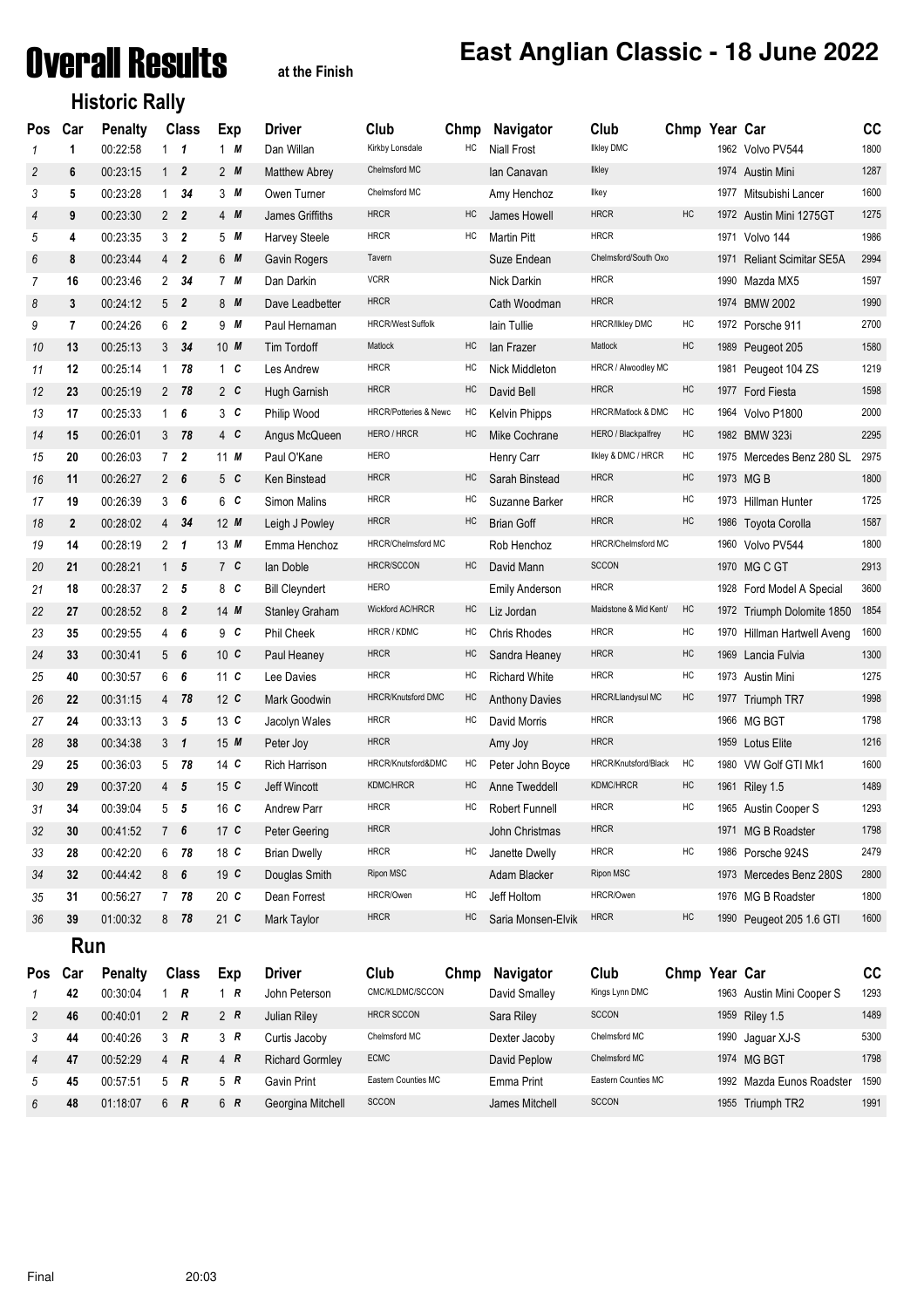# Overall Results

at the Finish

# East Anglian Classic - 18 June 2022

## Historic Rally

| Pos | Car | Penalty | Class | | Exp | | Driver | Club | Chmp | Navigator | Club | Chmp | Year | Car | CC |
|---|---|---|---|---|---|---|---|---|---|---|---|---|---|---|---|
| 1 | 1 | 00:22:58 | 1 | 1 | 1 | M | Dan Willan | Kirkby Lonsdale | HC | Niall Frost | Ilkley DMC | | 1962 | Volvo PV544 | 1800 |
| 2 | 6 | 00:23:15 | 1 | 2 | 2 | M | Matthew Abrey | Chelmsford MC | | Ian Canavan | Ilkley | | 1974 | Austin Mini | 1287 |
| 3 | 5 | 00:23:28 | 1 | 34 | 3 | M | Owen Turner | Chelmsford MC | | Amy Henchoz | Ilkey | | 1977 | Mitsubishi Lancer | 1600 |
| 4 | 9 | 00:23:30 | 2 | 2 | 4 | M | James Griffiths | HRCR | HC | James Howell | HRCR | HC | 1972 | Austin Mini 1275GT | 1275 |
| 5 | 4 | 00:23:35 | 3 | 2 | 5 | M | Harvey Steele | HRCR | HC | Martin Pitt | HRCR | | 1971 | Volvo 144 | 1986 |
| 6 | 8 | 00:23:44 | 4 | 2 | 6 | M | Gavin Rogers | Tavern | | Suze Endean | Chelmsford/South Oxo | | 1971 | Reliant Scimitar SE5A | 2994 |
| 7 | 16 | 00:23:46 | 2 | 34 | 7 | M | Dan Darkin | VCRR | | Nick Darkin | HRCR | | 1990 | Mazda MX5 | 1597 |
| 8 | 3 | 00:24:12 | 5 | 2 | 8 | M | Dave Leadbetter | HRCR | | Cath Woodman | HRCR | | 1974 | BMW 2002 | 1990 |
| 9 | 7 | 00:24:26 | 6 | 2 | 9 | M | Paul Hernaman | HRCR/West Suffolk | | Iain Tullie | HRCR/Ilkley DMC | HC | 1972 | Porsche 911 | 2700 |
| 10 | 13 | 00:25:13 | 3 | 34 | 10 | M | Tim Tordoff | Matlock | HC | Ian Frazer | Matlock | HC | 1989 | Peugeot 205 | 1580 |
| 11 | 12 | 00:25:14 | 1 | 78 | 1 | C | Les Andrew | HRCR | HC | Nick Middleton | HRCR / Alwoodley MC | | 1981 | Peugeot 104 ZS | 1219 |
| 12 | 23 | 00:25:19 | 2 | 78 | 2 | C | Hugh Garnish | HRCR | HC | David Bell | HRCR | HC | 1977 | Ford Fiesta | 1598 |
| 13 | 17 | 00:25:33 | 1 | 6 | 3 | C | Philip Wood | HRCR/Potteries & Newc | HC | Kelvin Phipps | HRCR/Matlock & DMC | HC | 1964 | Volvo P1800 | 2000 |
| 14 | 15 | 00:26:01 | 3 | 78 | 4 | C | Angus McQueen | HERO / HRCR | HC | Mike Cochrane | HERO / Blackpalfrey | HC | 1982 | BMW 323i | 2295 |
| 15 | 20 | 00:26:03 | 7 | 2 | 11 | M | Paul O'Kane | HERO | | Henry Carr | Ilkley & DMC / HRCR | HC | 1975 | Mercedes Benz 280 SL | 2975 |
| 16 | 11 | 00:26:27 | 2 | 6 | 5 | C | Ken Binstead | HRCR | HC | Sarah Binstead | HRCR | HC | 1973 | MG B | 1800 |
| 17 | 19 | 00:26:39 | 3 | 6 | 6 | C | Simon Malins | HRCR | HC | Suzanne Barker | HRCR | HC | 1973 | Hillman Hunter | 1725 |
| 18 | 2 | 00:28:02 | 4 | 34 | 12 | M | Leigh J Powley | HRCR | HC | Brian Goff | HRCR | HC | 1986 | Toyota Corolla | 1587 |
| 19 | 14 | 00:28:19 | 2 | 1 | 13 | M | Emma Henchoz | HRCR/Chelmsford MC | | Rob Henchoz | HRCR/Chelmsford MC | | 1960 | Volvo PV544 | 1800 |
| 20 | 21 | 00:28:21 | 1 | 5 | 7 | C | Ian Doble | HRCR/SCCON | HC | David Mann | SCCON | | 1970 | MG C GT | 2913 |
| 21 | 18 | 00:28:37 | 2 | 5 | 8 | C | Bill Cleyndert | HERO | | Emily Anderson | HRCR | | 1928 | Ford Model A Special | 3600 |
| 22 | 27 | 00:28:52 | 8 | 2 | 14 | M | Stanley Graham | Wickford AC/HRCR | HC | Liz Jordan | Maidstone & Mid Kent/ | HC | 1972 | Triumph Dolomite 1850 | 1854 |
| 23 | 35 | 00:29:55 | 4 | 6 | 9 | C | Phil Cheek | HRCR / KDMC | HC | Chris Rhodes | HRCR | HC | 1970 | Hillman Hartwell Aveng | 1600 |
| 24 | 33 | 00:30:41 | 5 | 6 | 10 | C | Paul Heaney | HRCR | HC | Sandra Heaney | HRCR | HC | 1969 | Lancia Fulvia | 1300 |
| 25 | 40 | 00:30:57 | 6 | 6 | 11 | C | Lee Davies | HRCR | HC | Richard White | HRCR | HC | 1973 | Austin Mini | 1275 |
| 26 | 22 | 00:31:15 | 4 | 78 | 12 | C | Mark Goodwin | HRCR/Knutsford DMC | HC | Anthony Davies | HRCR/Llandysul MC | HC | 1977 | Triumph TR7 | 1998 |
| 27 | 24 | 00:33:13 | 3 | 5 | 13 | C | Jacolyn Wales | HRCR | HC | David Morris | HRCR | | 1966 | MG BGT | 1798 |
| 28 | 38 | 00:34:38 | 3 | 1 | 15 | M | Peter Joy | HRCR | | Amy Joy | HRCR | | 1959 | Lotus Elite | 1216 |
| 29 | 25 | 00:36:03 | 5 | 78 | 14 | C | Rich Harrison | HRCR/Knutsford&DMC | HC | Peter John Boyce | HRCR/Knutsford/Black | HC | 1980 | VW Golf GTI Mk1 | 1600 |
| 30 | 29 | 00:37:20 | 4 | 5 | 15 | C | Jeff Wincott | KDMC/HRCR | HC | Anne Tweddell | KDMC/HRCR | HC | 1961 | Riley 1.5 | 1489 |
| 31 | 34 | 00:39:04 | 5 | 5 | 16 | C | Andrew Parr | HRCR | HC | Robert Funnell | HRCR | HC | 1965 | Austin Cooper S | 1293 |
| 32 | 30 | 00:41:52 | 7 | 6 | 17 | C | Peter Geering | HRCR | | John Christmas | HRCR | | 1971 | MG B Roadster | 1798 |
| 33 | 28 | 00:42:20 | 6 | 78 | 18 | C | Brian Dwelly | HRCR | HC | Janette Dwelly | HRCR | HC | 1986 | Porsche 924S | 2479 |
| 34 | 32 | 00:44:42 | 8 | 6 | 19 | C | Douglas Smith | Ripon MSC | | Adam Blacker | Ripon MSC | | 1973 | Mercedes Benz 280S | 2800 |
| 35 | 31 | 00:56:27 | 7 | 78 | 20 | C | Dean Forrest | HRCR/Owen | HC | Jeff Holtom | HRCR/Owen | | 1976 | MG B Roadster | 1800 |
| 36 | 39 | 01:00:32 | 8 | 78 | 21 | C | Mark Taylor | HRCR | HC | Saria Monsen-Elvik | HRCR | HC | 1990 | Peugeot 205 1.6 GTI | 1600 |

## Run

| Pos | Car | Penalty | Class | | Exp | | Driver | Club | Chmp | Navigator | Club | Chmp | Year | Car | CC |
|---|---|---|---|---|---|---|---|---|---|---|---|---|---|---|---|
| 1 | 42 | 00:30:04 | 1 | R | 1 | R | John Peterson | CMC/KLDMC/SCCON | | David Smalley | Kings Lynn DMC | | 1963 | Austin Mini Cooper S | 1293 |
| 2 | 46 | 00:40:01 | 2 | R | 2 | R | Julian Riley | HRCR SCCON | | Sara Riley | SCCON | | 1959 | Riley 1.5 | 1489 |
| 3 | 44 | 00:40:26 | 3 | R | 3 | R | Curtis Jacoby | Chelmsford MC | | Dexter Jacoby | Chelmsford MC | | 1990 | Jaguar XJ-S | 5300 |
| 4 | 47 | 00:52:29 | 4 | R | 4 | R | Richard Gormley | ECMC | | David Peplow | Chelmsford MC | | 1974 | MG BGT | 1798 |
| 5 | 45 | 00:57:51 | 5 | R | 5 | R | Gavin Print | Eastern Counties MC | | Emma Print | Eastern Counties MC | | 1992 | Mazda Eunos Roadster | 1590 |
| 6 | 48 | 01:18:07 | 6 | R | 6 | R | Georgina Mitchell | SCCON | | James Mitchell | SCCON | | 1955 | Triumph TR2 | 1991 |

Final 20:03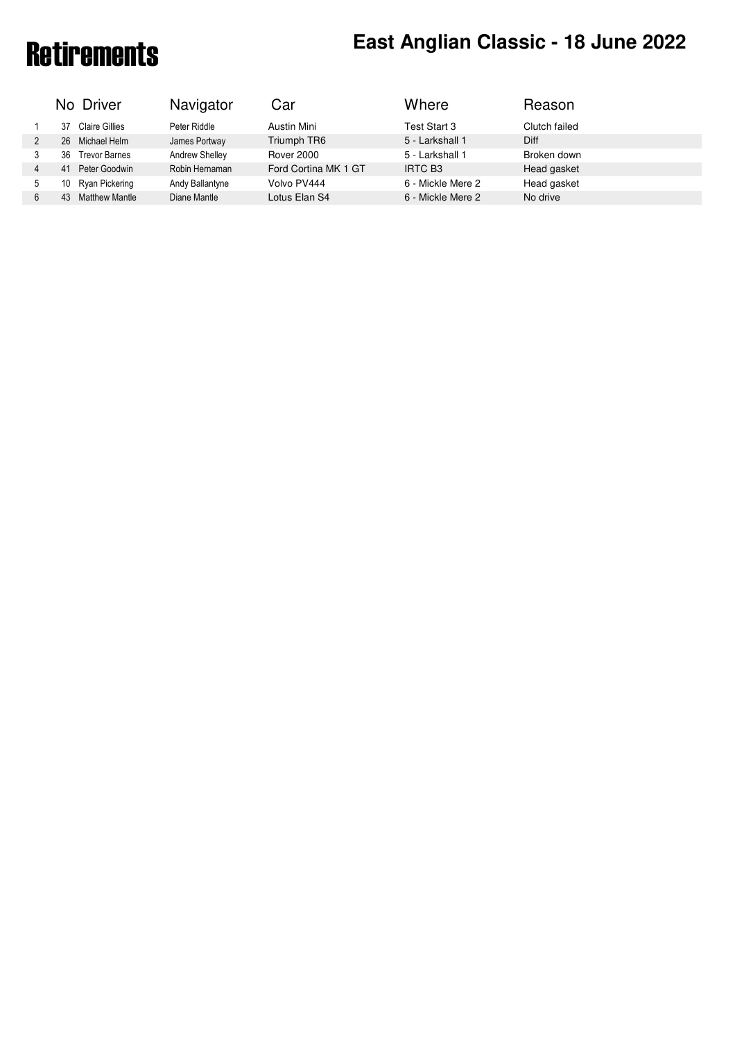# Retirements

## East Anglian Classic - 18 June 2022

| | No | Driver | Navigator | Car | Where | Reason |
|---|---|---|---|---|---|---|
| 1 | 37 | Claire Gillies | Peter Riddle | Austin Mini | Test Start 3 | Clutch failed |
| 2 | 26 | Michael Helm | James Portway | Triumph TR6 | 5 - Larkshall 1 | Diff |
| 3 | 36 | Trevor Barnes | Andrew Shelley | Rover 2000 | 5 - Larkshall 1 | Broken down |
| 4 | 41 | Peter Goodwin | Robin Hernaman | Ford Cortina MK 1 GT | IRTC B3 | Head gasket |
| 5 | 10 | Ryan Pickering | Andy Ballantyne | Volvo PV444 | 6 - Mickle Mere 2 | Head gasket |
| 6 | 43 | Matthew Mantle | Diane Mantle | Lotus Elan S4 | 6 - Mickle Mere 2 | No drive |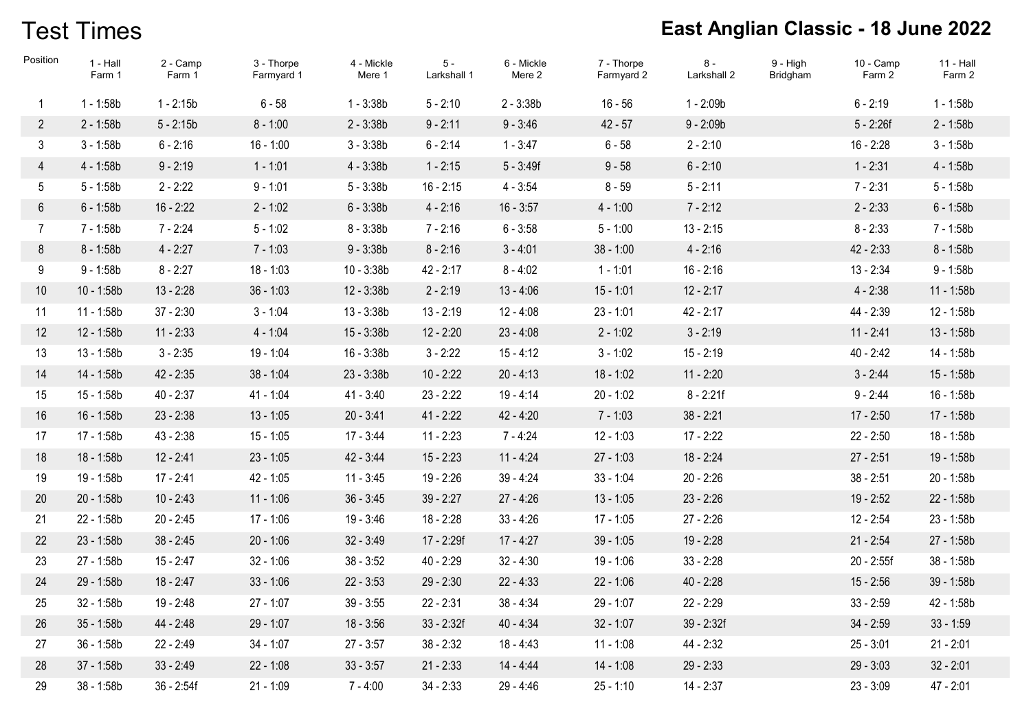# Test Times

## East Anglian Classic - 18 June 2022

| Position | 1 - Hall Farm 1 | 2 - Camp Farm 1 | 3 - Thorpe Farmyard 1 | 4 - Mickle Mere 1 | 5 - Larkshall 1 | 6 - Mickle Mere 2 | 7 - Thorpe Farmyard 2 | 8 - Larkshall 2 | 9 - High Bridgham | 10 - Camp Farm 2 | 11 - Hall Farm 2 |
|---|---|---|---|---|---|---|---|---|---|---|---|
| 1 | 1 - 1:58b | 1 - 2:15b | 6 - 58 | 1 - 3:38b | 5 - 2:10 | 2 - 3:38b | 16 - 56 | 1 - 2:09b | | 6 - 2:19 | 1 - 1:58b |
| 2 | 2 - 1:58b | 5 - 2:15b | 8 - 1:00 | 2 - 3:38b | 9 - 2:11 | 9 - 3:46 | 42 - 57 | 9 - 2:09b | | 5 - 2:26f | 2 - 1:58b |
| 3 | 3 - 1:58b | 6 - 2:16 | 16 - 1:00 | 3 - 3:38b | 6 - 2:14 | 1 - 3:47 | 6 - 58 | 2 - 2:10 | | 16 - 2:28 | 3 - 1:58b |
| 4 | 4 - 1:58b | 9 - 2:19 | 1 - 1:01 | 4 - 3:38b | 1 - 2:15 | 5 - 3:49f | 9 - 58 | 6 - 2:10 | | 1 - 2:31 | 4 - 1:58b |
| 5 | 5 - 1:58b | 2 - 2:22 | 9 - 1:01 | 5 - 3:38b | 16 - 2:15 | 4 - 3:54 | 8 - 59 | 5 - 2:11 | | 7 - 2:31 | 5 - 1:58b |
| 6 | 6 - 1:58b | 16 - 2:22 | 2 - 1:02 | 6 - 3:38b | 4 - 2:16 | 16 - 3:57 | 4 - 1:00 | 7 - 2:12 | | 2 - 2:33 | 6 - 1:58b |
| 7 | 7 - 1:58b | 7 - 2:24 | 5 - 1:02 | 8 - 3:38b | 7 - 2:16 | 6 - 3:58 | 5 - 1:00 | 13 - 2:15 | | 8 - 2:33 | 7 - 1:58b |
| 8 | 8 - 1:58b | 4 - 2:27 | 7 - 1:03 | 9 - 3:38b | 8 - 2:16 | 3 - 4:01 | 38 - 1:00 | 4 - 2:16 | | 42 - 2:33 | 8 - 1:58b |
| 9 | 9 - 1:58b | 8 - 2:27 | 18 - 1:03 | 10 - 3:38b | 42 - 2:17 | 8 - 4:02 | 1 - 1:01 | 16 - 2:16 | | 13 - 2:34 | 9 - 1:58b |
| 10 | 10 - 1:58b | 13 - 2:28 | 36 - 1:03 | 12 - 3:38b | 2 - 2:19 | 13 - 4:06 | 15 - 1:01 | 12 - 2:17 | | 4 - 2:38 | 11 - 1:58b |
| 11 | 11 - 1:58b | 37 - 2:30 | 3 - 1:04 | 13 - 3:38b | 13 - 2:19 | 12 - 4:08 | 23 - 1:01 | 42 - 2:17 | | 44 - 2:39 | 12 - 1:58b |
| 12 | 12 - 1:58b | 11 - 2:33 | 4 - 1:04 | 15 - 3:38b | 12 - 2:20 | 23 - 4:08 | 2 - 1:02 | 3 - 2:19 | | 11 - 2:41 | 13 - 1:58b |
| 13 | 13 - 1:58b | 3 - 2:35 | 19 - 1:04 | 16 - 3:38b | 3 - 2:22 | 15 - 4:12 | 3 - 1:02 | 15 - 2:19 | | 40 - 2:42 | 14 - 1:58b |
| 14 | 14 - 1:58b | 42 - 2:35 | 38 - 1:04 | 23 - 3:38b | 10 - 2:22 | 20 - 4:13 | 18 - 1:02 | 11 - 2:20 | | 3 - 2:44 | 15 - 1:58b |
| 15 | 15 - 1:58b | 40 - 2:37 | 41 - 1:04 | 41 - 3:40 | 23 - 2:22 | 19 - 4:14 | 20 - 1:02 | 8 - 2:21f | | 9 - 2:44 | 16 - 1:58b |
| 16 | 16 - 1:58b | 23 - 2:38 | 13 - 1:05 | 20 - 3:41 | 41 - 2:22 | 42 - 4:20 | 7 - 1:03 | 38 - 2:21 | | 17 - 2:50 | 17 - 1:58b |
| 17 | 17 - 1:58b | 43 - 2:38 | 15 - 1:05 | 17 - 3:44 | 11 - 2:23 | 7 - 4:24 | 12 - 1:03 | 17 - 2:22 | | 22 - 2:50 | 18 - 1:58b |
| 18 | 18 - 1:58b | 12 - 2:41 | 23 - 1:05 | 42 - 3:44 | 15 - 2:23 | 11 - 4:24 | 27 - 1:03 | 18 - 2:24 | | 27 - 2:51 | 19 - 1:58b |
| 19 | 19 - 1:58b | 17 - 2:41 | 42 - 1:05 | 11 - 3:45 | 19 - 2:26 | 39 - 4:24 | 33 - 1:04 | 20 - 2:26 | | 38 - 2:51 | 20 - 1:58b |
| 20 | 20 - 1:58b | 10 - 2:43 | 11 - 1:06 | 36 - 3:45 | 39 - 2:27 | 27 - 4:26 | 13 - 1:05 | 23 - 2:26 | | 19 - 2:52 | 22 - 1:58b |
| 21 | 22 - 1:58b | 20 - 2:45 | 17 - 1:06 | 19 - 3:46 | 18 - 2:28 | 33 - 4:26 | 17 - 1:05 | 27 - 2:26 | | 12 - 2:54 | 23 - 1:58b |
| 22 | 23 - 1:58b | 38 - 2:45 | 20 - 1:06 | 32 - 3:49 | 17 - 2:29f | 17 - 4:27 | 39 - 1:05 | 19 - 2:28 | | 21 - 2:54 | 27 - 1:58b |
| 23 | 27 - 1:58b | 15 - 2:47 | 32 - 1:06 | 38 - 3:52 | 40 - 2:29 | 32 - 4:30 | 19 - 1:06 | 33 - 2:28 | | 20 - 2:55f | 38 - 1:58b |
| 24 | 29 - 1:58b | 18 - 2:47 | 33 - 1:06 | 22 - 3:53 | 29 - 2:30 | 22 - 4:33 | 22 - 1:06 | 40 - 2:28 | | 15 - 2:56 | 39 - 1:58b |
| 25 | 32 - 1:58b | 19 - 2:48 | 27 - 1:07 | 39 - 3:55 | 22 - 2:31 | 38 - 4:34 | 29 - 1:07 | 22 - 2:29 | | 33 - 2:59 | 42 - 1:58b |
| 26 | 35 - 1:58b | 44 - 2:48 | 29 - 1:07 | 18 - 3:56 | 33 - 2:32f | 40 - 4:34 | 32 - 1:07 | 39 - 2:32f | | 34 - 2:59 | 33 - 1:59 |
| 27 | 36 - 1:58b | 22 - 2:49 | 34 - 1:07 | 27 - 3:57 | 38 - 2:32 | 18 - 4:43 | 11 - 1:08 | 44 - 2:32 | | 25 - 3:01 | 21 - 2:01 |
| 28 | 37 - 1:58b | 33 - 2:49 | 22 - 1:08 | 33 - 3:57 | 21 - 2:33 | 14 - 4:44 | 14 - 1:08 | 29 - 2:33 | | 29 - 3:03 | 32 - 2:01 |
| 29 | 38 - 1:58b | 36 - 2:54f | 21 - 1:09 | 7 - 4:00 | 34 - 2:33 | 29 - 4:46 | 25 - 1:10 | 14 - 2:37 | | 23 - 3:09 | 47 - 2:01 |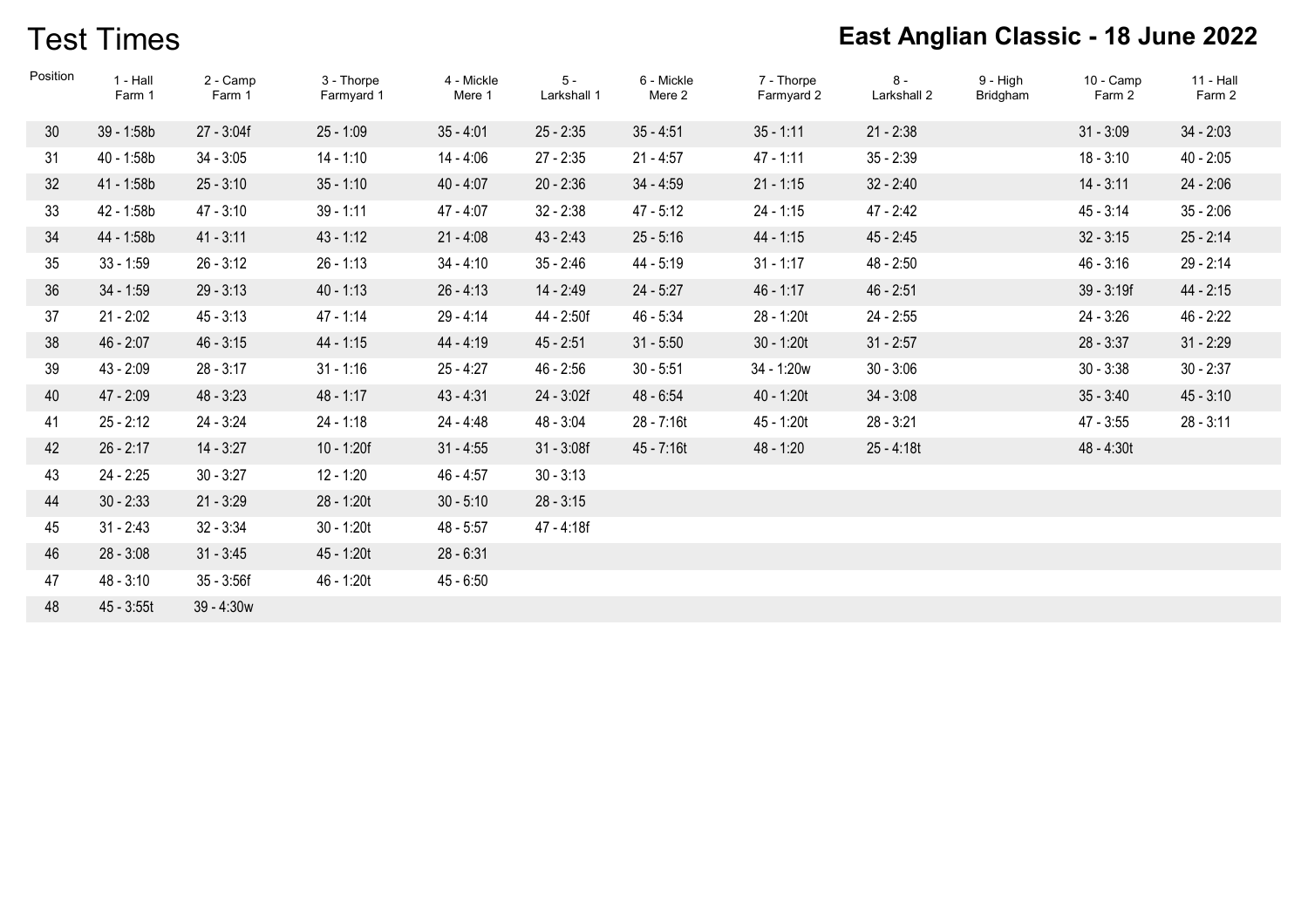# Test Times

## East Anglian Classic - 18 June 2022

| Position | 1 - Hall Farm 1 | 2 - Camp Farm 1 | 3 - Thorpe Farmyard 1 | 4 - Mickle Mere 1 | 5 - Larkshall 1 | 6 - Mickle Mere 2 | 7 - Thorpe Farmyard 2 | 8 - Larkshall 2 | 9 - High Bridgham | 10 - Camp Farm 2 | 11 - Hall Farm 2 |
|---|---|---|---|---|---|---|---|---|---|---|---|
| 30 | 39 - 1:58b | 27 - 3:04f | 25 - 1:09 | 35 - 4:01 | 25 - 2:35 | 35 - 4:51 | 35 - 1:11 | 21 - 2:38 | | 31 - 3:09 | 34 - 2:03 |
| 31 | 40 - 1:58b | 34 - 3:05 | 14 - 1:10 | 14 - 4:06 | 27 - 2:35 | 21 - 4:57 | 47 - 1:11 | 35 - 2:39 | | 18 - 3:10 | 40 - 2:05 |
| 32 | 41 - 1:58b | 25 - 3:10 | 35 - 1:10 | 40 - 4:07 | 20 - 2:36 | 34 - 4:59 | 21 - 1:15 | 32 - 2:40 | | 14 - 3:11 | 24 - 2:06 |
| 33 | 42 - 1:58b | 47 - 3:10 | 39 - 1:11 | 47 - 4:07 | 32 - 2:38 | 47 - 5:12 | 24 - 1:15 | 47 - 2:42 | | 45 - 3:14 | 35 - 2:06 |
| 34 | 44 - 1:58b | 41 - 3:11 | 43 - 1:12 | 21 - 4:08 | 43 - 2:43 | 25 - 5:16 | 44 - 1:15 | 45 - 2:45 | | 32 - 3:15 | 25 - 2:14 |
| 35 | 33 - 1:59 | 26 - 3:12 | 26 - 1:13 | 34 - 4:10 | 35 - 2:46 | 44 - 5:19 | 31 - 1:17 | 48 - 2:50 | | 46 - 3:16 | 29 - 2:14 |
| 36 | 34 - 1:59 | 29 - 3:13 | 40 - 1:13 | 26 - 4:13 | 14 - 2:49 | 24 - 5:27 | 46 - 1:17 | 46 - 2:51 | | 39 - 3:19f | 44 - 2:15 |
| 37 | 21 - 2:02 | 45 - 3:13 | 47 - 1:14 | 29 - 4:14 | 44 - 2:50f | 46 - 5:34 | 28 - 1:20t | 24 - 2:55 | | 24 - 3:26 | 46 - 2:22 |
| 38 | 46 - 2:07 | 46 - 3:15 | 44 - 1:15 | 44 - 4:19 | 45 - 2:51 | 31 - 5:50 | 30 - 1:20t | 31 - 2:57 | | 28 - 3:37 | 31 - 2:29 |
| 39 | 43 - 2:09 | 28 - 3:17 | 31 - 1:16 | 25 - 4:27 | 46 - 2:56 | 30 - 5:51 | 34 - 1:20w | 30 - 3:06 | | 30 - 3:38 | 30 - 2:37 |
| 40 | 47 - 2:09 | 48 - 3:23 | 48 - 1:17 | 43 - 4:31 | 24 - 3:02f | 48 - 6:54 | 40 - 1:20t | 34 - 3:08 | | 35 - 3:40 | 45 - 3:10 |
| 41 | 25 - 2:12 | 24 - 3:24 | 24 - 1:18 | 24 - 4:48 | 48 - 3:04 | 28 - 7:16t | 45 - 1:20t | 28 - 3:21 | | 47 - 3:55 | 28 - 3:11 |
| 42 | 26 - 2:17 | 14 - 3:27 | 10 - 1:20f | 31 - 4:55 | 31 - 3:08f | 45 - 7:16t | 48 - 1:20 | 25 - 4:18t | | 48 - 4:30t | |
| 43 | 24 - 2:25 | 30 - 3:27 | 12 - 1:20 | 46 - 4:57 | 30 - 3:13 | | | | | | |
| 44 | 30 - 2:33 | 21 - 3:29 | 28 - 1:20t | 30 - 5:10 | 28 - 3:15 | | | | | | |
| 45 | 31 - 2:43 | 32 - 3:34 | 30 - 1:20t | 48 - 5:57 | 47 - 4:18f | | | | | | |
| 46 | 28 - 3:08 | 31 - 3:45 | 45 - 1:20t | 28 - 6:31 | | | | | | | |
| 47 | 48 - 3:10 | 35 - 3:56f | 46 - 1:20t | 45 - 6:50 | | | | | | | |
| 48 | 45 - 3:55t | 39 - 4:30w | | | | | | | | | |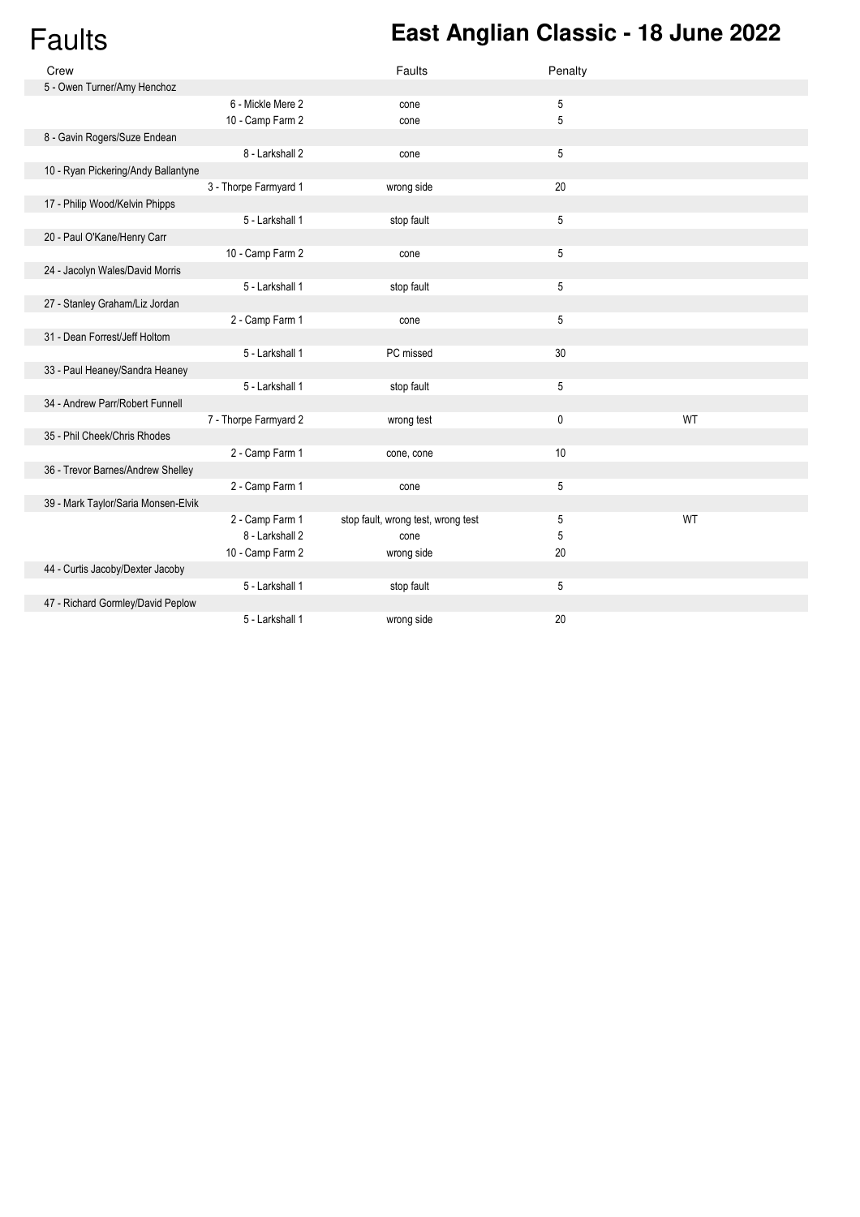# Faults

## East Anglian Classic - 18 June 2022

| Crew | | Faults | Penalty | |
|---|---|---|---|---|
| 5 - Owen Turner/Amy Henchoz | | | | |
| | 6 - Mickle Mere 2 | cone | 5 | |
| | 10 - Camp Farm 2 | cone | 5 | |
| 8 - Gavin Rogers/Suze Endean | | | | |
| | 8 - Larkshall 2 | cone | 5 | |
| 10 - Ryan Pickering/Andy Ballantyne | | | | |
| | 3 - Thorpe Farmyard 1 | wrong side | 20 | |
| 17 - Philip Wood/Kelvin Phipps | | | | |
| | 5 - Larkshall 1 | stop fault | 5 | |
| 20 - Paul O'Kane/Henry Carr | | | | |
| | 10 - Camp Farm 2 | cone | 5 | |
| 24 - Jacolyn Wales/David Morris | | | | |
| | 5 - Larkshall 1 | stop fault | 5 | |
| 27 - Stanley Graham/Liz Jordan | | | | |
| | 2 - Camp Farm 1 | cone | 5 | |
| 31 - Dean Forrest/Jeff Holtom | | | | |
| | 5 - Larkshall 1 | PC missed | 30 | |
| 33 - Paul Heaney/Sandra Heaney | | | | |
| | 5 - Larkshall 1 | stop fault | 5 | |
| 34 - Andrew Parr/Robert Funnell | | | | |
| | 7 - Thorpe Farmyard 2 | wrong test | 0 | WT |
| 35 - Phil Cheek/Chris Rhodes | | | | |
| | 2 - Camp Farm 1 | cone, cone | 10 | |
| 36 - Trevor Barnes/Andrew Shelley | | | | |
| | 2 - Camp Farm 1 | cone | 5 | |
| 39 - Mark Taylor/Saria Monsen-Elvik | | | | |
| | 2 - Camp Farm 1 | stop fault, wrong test, wrong test | 5 | WT |
| | 8 - Larkshall 2 | cone | 5 | |
| | 10 - Camp Farm 2 | wrong side | 20 | |
| 44 - Curtis Jacoby/Dexter Jacoby | | | | |
| | 5 - Larkshall 1 | stop fault | 5 | |
| 47 - Richard Gormley/David Peplow | | | | |
| | 5 - Larkshall 1 | wrong side | 20 | |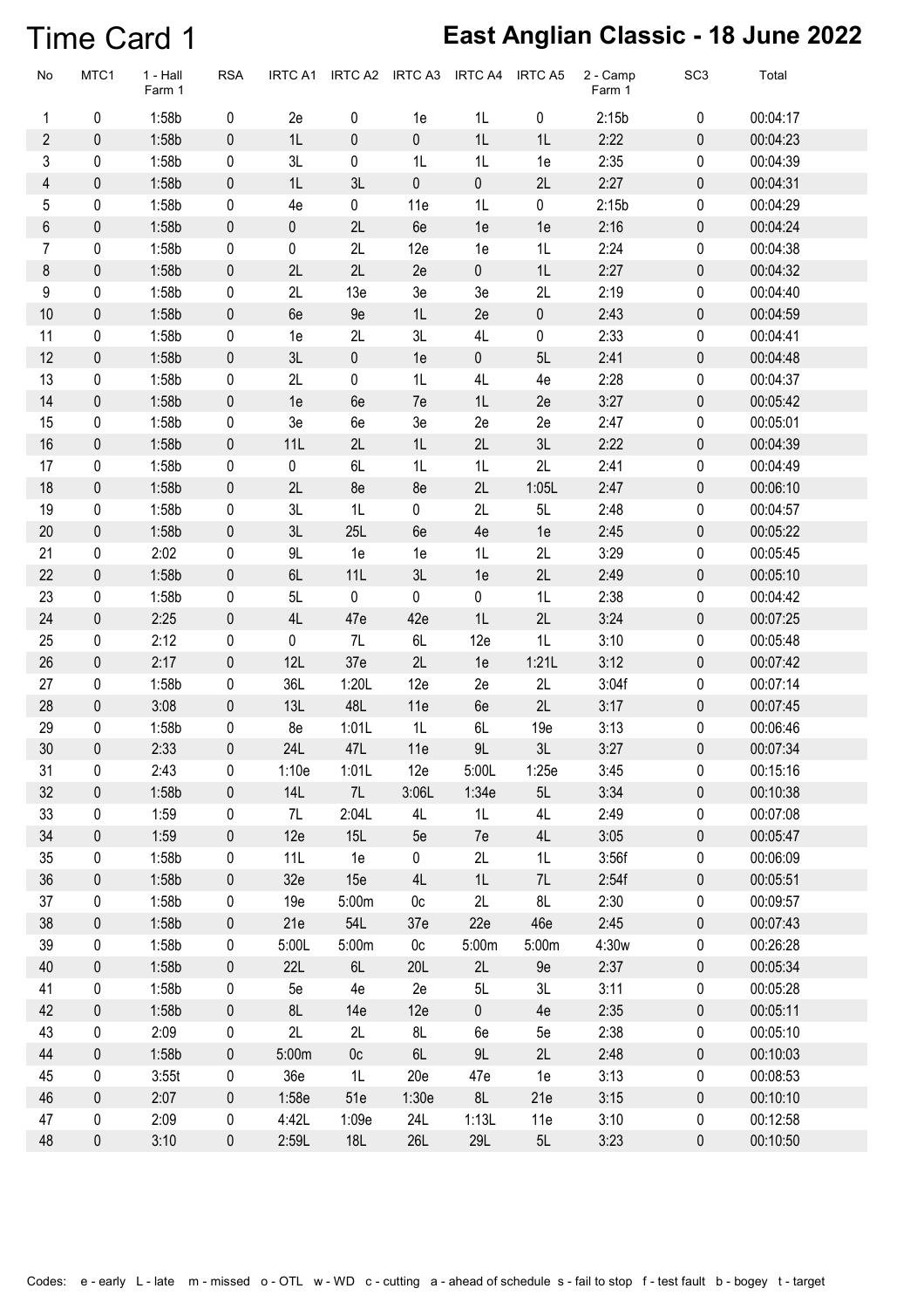# Time Card 1

## East Anglian Classic - 18 June 2022

| No | MTC1 | 1 - Hall Farm 1 | RSA | IRTC A1 | IRTC A2 | IRTC A3 | IRTC A4 | IRTC A5 | 2 - Camp Farm 1 | SC3 | Total |
|---|---|---|---|---|---|---|---|---|---|---|---|
| 1 | 0 | 1:58b | 0 | 2e | 0 | 1e | 1L | 0 | 2:15b | 0 | 00:04:17 |
| 2 | 0 | 1:58b | 0 | 1L | 0 | 0 | 1L | 1L | 2:22 | 0 | 00:04:23 |
| 3 | 0 | 1:58b | 0 | 3L | 0 | 1L | 1L | 1e | 2:35 | 0 | 00:04:39 |
| 4 | 0 | 1:58b | 0 | 1L | 3L | 0 | 0 | 2L | 2:27 | 0 | 00:04:31 |
| 5 | 0 | 1:58b | 0 | 4e | 0 | 11e | 1L | 0 | 2:15b | 0 | 00:04:29 |
| 6 | 0 | 1:58b | 0 | 0 | 2L | 6e | 1e | 1e | 2:16 | 0 | 00:04:24 |
| 7 | 0 | 1:58b | 0 | 0 | 2L | 12e | 1e | 1L | 2:24 | 0 | 00:04:38 |
| 8 | 0 | 1:58b | 0 | 2L | 2L | 2e | 0 | 1L | 2:27 | 0 | 00:04:32 |
| 9 | 0 | 1:58b | 0 | 2L | 13e | 3e | 3e | 2L | 2:19 | 0 | 00:04:40 |
| 10 | 0 | 1:58b | 0 | 6e | 9e | 1L | 2e | 0 | 2:43 | 0 | 00:04:59 |
| 11 | 0 | 1:58b | 0 | 1e | 2L | 3L | 4L | 0 | 2:33 | 0 | 00:04:41 |
| 12 | 0 | 1:58b | 0 | 3L | 0 | 1e | 0 | 5L | 2:41 | 0 | 00:04:48 |
| 13 | 0 | 1:58b | 0 | 2L | 0 | 1L | 4L | 4e | 2:28 | 0 | 00:04:37 |
| 14 | 0 | 1:58b | 0 | 1e | 6e | 7e | 1L | 2e | 3:27 | 0 | 00:05:42 |
| 15 | 0 | 1:58b | 0 | 3e | 6e | 3e | 2e | 2e | 2:47 | 0 | 00:05:01 |
| 16 | 0 | 1:58b | 0 | 11L | 2L | 1L | 2L | 3L | 2:22 | 0 | 00:04:39 |
| 17 | 0 | 1:58b | 0 | 0 | 6L | 1L | 1L | 2L | 2:41 | 0 | 00:04:49 |
| 18 | 0 | 1:58b | 0 | 2L | 8e | 8e | 2L | 1:05L | 2:47 | 0 | 00:06:10 |
| 19 | 0 | 1:58b | 0 | 3L | 1L | 0 | 2L | 5L | 2:48 | 0 | 00:04:57 |
| 20 | 0 | 1:58b | 0 | 3L | 25L | 6e | 4e | 1e | 2:45 | 0 | 00:05:22 |
| 21 | 0 | 2:02 | 0 | 9L | 1e | 1e | 1L | 2L | 3:29 | 0 | 00:05:45 |
| 22 | 0 | 1:58b | 0 | 6L | 11L | 3L | 1e | 2L | 2:49 | 0 | 00:05:10 |
| 23 | 0 | 1:58b | 0 | 5L | 0 | 0 | 0 | 1L | 2:38 | 0 | 00:04:42 |
| 24 | 0 | 2:25 | 0 | 4L | 47e | 42e | 1L | 2L | 3:24 | 0 | 00:07:25 |
| 25 | 0 | 2:12 | 0 | 0 | 7L | 6L | 12e | 1L | 3:10 | 0 | 00:05:48 |
| 26 | 0 | 2:17 | 0 | 12L | 37e | 2L | 1e | 1:21L | 3:12 | 0 | 00:07:42 |
| 27 | 0 | 1:58b | 0 | 36L | 1:20L | 12e | 2e | 2L | 3:04f | 0 | 00:07:14 |
| 28 | 0 | 3:08 | 0 | 13L | 48L | 11e | 6e | 2L | 3:17 | 0 | 00:07:45 |
| 29 | 0 | 1:58b | 0 | 8e | 1:01L | 1L | 6L | 19e | 3:13 | 0 | 00:06:46 |
| 30 | 0 | 2:33 | 0 | 24L | 47L | 11e | 9L | 3L | 3:27 | 0 | 00:07:34 |
| 31 | 0 | 2:43 | 0 | 1:10e | 1:01L | 12e | 5:00L | 1:25e | 3:45 | 0 | 00:15:16 |
| 32 | 0 | 1:58b | 0 | 14L | 7L | 3:06L | 1:34e | 5L | 3:34 | 0 | 00:10:38 |
| 33 | 0 | 1:59 | 0 | 7L | 2:04L | 4L | 1L | 4L | 2:49 | 0 | 00:07:08 |
| 34 | 0 | 1:59 | 0 | 12e | 15L | 5e | 7e | 4L | 3:05 | 0 | 00:05:47 |
| 35 | 0 | 1:58b | 0 | 11L | 1e | 0 | 2L | 1L | 3:56f | 0 | 00:06:09 |
| 36 | 0 | 1:58b | 0 | 32e | 15e | 4L | 1L | 7L | 2:54f | 0 | 00:05:51 |
| 37 | 0 | 1:58b | 0 | 19e | 5:00m | 0c | 2L | 8L | 2:30 | 0 | 00:09:57 |
| 38 | 0 | 1:58b | 0 | 21e | 54L | 37e | 22e | 46e | 2:45 | 0 | 00:07:43 |
| 39 | 0 | 1:58b | 0 | 5:00L | 5:00m | 0c | 5:00m | 5:00m | 4:30w | 0 | 00:26:28 |
| 40 | 0 | 1:58b | 0 | 22L | 6L | 20L | 2L | 9e | 2:37 | 0 | 00:05:34 |
| 41 | 0 | 1:58b | 0 | 5e | 4e | 2e | 5L | 3L | 3:11 | 0 | 00:05:28 |
| 42 | 0 | 1:58b | 0 | 8L | 14e | 12e | 0 | 4e | 2:35 | 0 | 00:05:11 |
| 43 | 0 | 2:09 | 0 | 2L | 2L | 8L | 6e | 5e | 2:38 | 0 | 00:05:10 |
| 44 | 0 | 1:58b | 0 | 5:00m | 0c | 6L | 9L | 2L | 2:48 | 0 | 00:10:03 |
| 45 | 0 | 3:55t | 0 | 36e | 1L | 20e | 47e | 1e | 3:13 | 0 | 00:08:53 |
| 46 | 0 | 2:07 | 0 | 1:58e | 51e | 1:30e | 8L | 21e | 3:15 | 0 | 00:10:10 |
| 47 | 0 | 2:09 | 0 | 4:42L | 1:09e | 24L | 1:13L | 11e | 3:10 | 0 | 00:12:58 |
| 48 | 0 | 3:10 | 0 | 2:59L | 18L | 26L | 29L | 5L | 3:23 | 0 | 00:10:50 |

Codes: e - early L - late m - missed o - OTL w - WD c - cutting a - ahead of schedule s - fail to stop f - test fault b - bogey t - target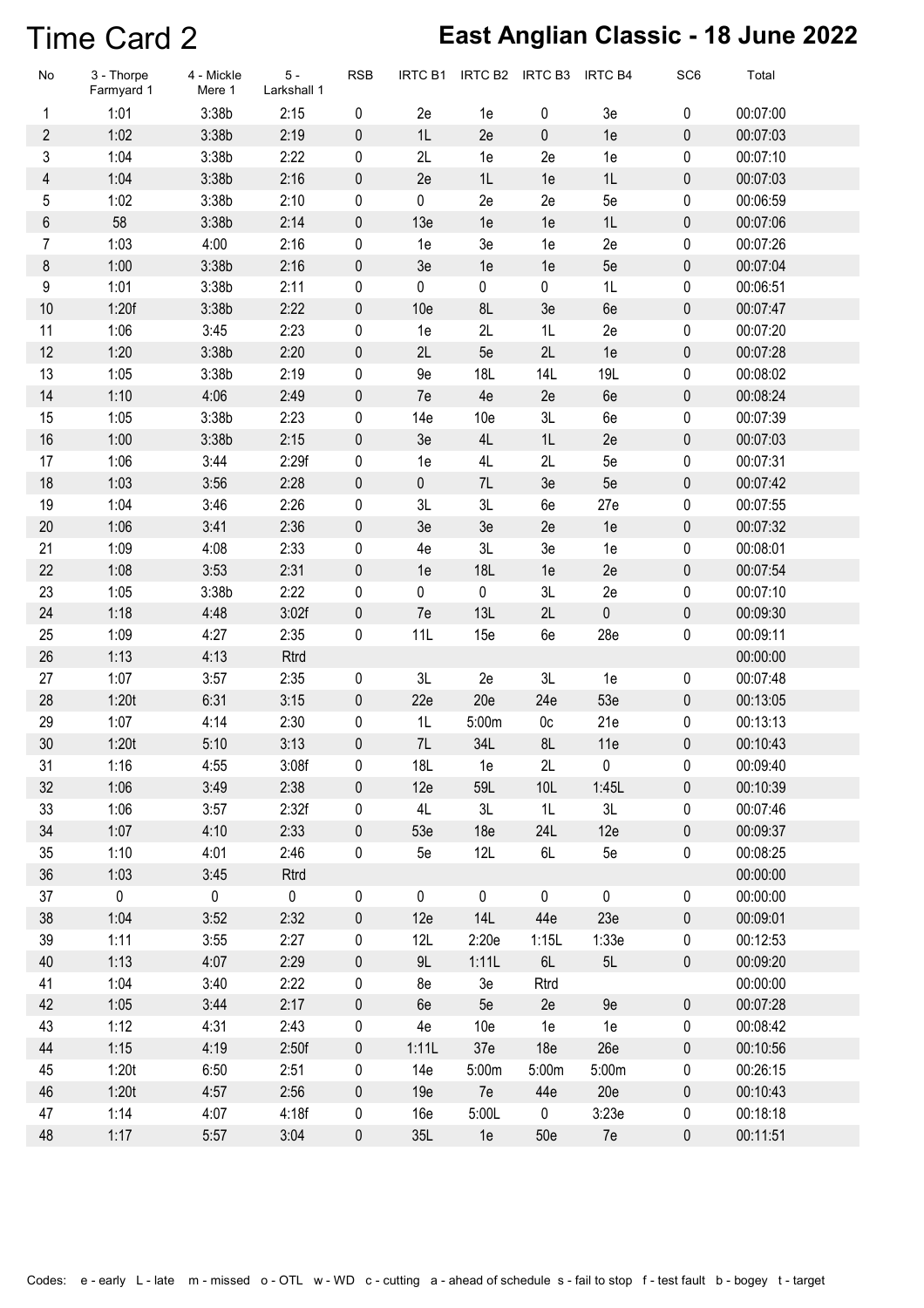# Time Card 2

## East Anglian Classic - 18 June 2022

| No | 3 - Thorpe Farmyard 1 | 4 - Mickle Mere 1 | 5 - Larkshall 1 | RSB | IRTC B1 | IRTC B2 | IRTC B3 | IRTC B4 | SC6 | Total |
|---|---|---|---|---|---|---|---|---|---|---|
| 1 | 1:01 | 3:38b | 2:15 | 0 | 2e | 1e | 0 | 3e | 0 | 00:07:00 |
| 2 | 1:02 | 3:38b | 2:19 | 0 | 1L | 2e | 0 | 1e | 0 | 00:07:03 |
| 3 | 1:04 | 3:38b | 2:22 | 0 | 2L | 1e | 2e | 1e | 0 | 00:07:10 |
| 4 | 1:04 | 3:38b | 2:16 | 0 | 2e | 1L | 1e | 1L | 0 | 00:07:03 |
| 5 | 1:02 | 3:38b | 2:10 | 0 | 0 | 2e | 2e | 5e | 0 | 00:06:59 |
| 6 | 58 | 3:38b | 2:14 | 0 | 13e | 1e | 1e | 1L | 0 | 00:07:06 |
| 7 | 1:03 | 4:00 | 2:16 | 0 | 1e | 3e | 1e | 2e | 0 | 00:07:26 |
| 8 | 1:00 | 3:38b | 2:16 | 0 | 3e | 1e | 1e | 5e | 0 | 00:07:04 |
| 9 | 1:01 | 3:38b | 2:11 | 0 | 0 | 0 | 0 | 1L | 0 | 00:06:51 |
| 10 | 1:20f | 3:38b | 2:22 | 0 | 10e | 8L | 3e | 6e | 0 | 00:07:47 |
| 11 | 1:06 | 3:45 | 2:23 | 0 | 1e | 2L | 1L | 2e | 0 | 00:07:20 |
| 12 | 1:20 | 3:38b | 2:20 | 0 | 2L | 5e | 2L | 1e | 0 | 00:07:28 |
| 13 | 1:05 | 3:38b | 2:19 | 0 | 9e | 18L | 14L | 19L | 0 | 00:08:02 |
| 14 | 1:10 | 4:06 | 2:49 | 0 | 7e | 4e | 2e | 6e | 0 | 00:08:24 |
| 15 | 1:05 | 3:38b | 2:23 | 0 | 14e | 10e | 3L | 6e | 0 | 00:07:39 |
| 16 | 1:00 | 3:38b | 2:15 | 0 | 3e | 4L | 1L | 2e | 0 | 00:07:03 |
| 17 | 1:06 | 3:44 | 2:29f | 0 | 1e | 4L | 2L | 5e | 0 | 00:07:31 |
| 18 | 1:03 | 3:56 | 2:28 | 0 | 0 | 7L | 3e | 5e | 0 | 00:07:42 |
| 19 | 1:04 | 3:46 | 2:26 | 0 | 3L | 3L | 6e | 27e | 0 | 00:07:55 |
| 20 | 1:06 | 3:41 | 2:36 | 0 | 3e | 3e | 2e | 1e | 0 | 00:07:32 |
| 21 | 1:09 | 4:08 | 2:33 | 0 | 4e | 3L | 3e | 1e | 0 | 00:08:01 |
| 22 | 1:08 | 3:53 | 2:31 | 0 | 1e | 18L | 1e | 2e | 0 | 00:07:54 |
| 23 | 1:05 | 3:38b | 2:22 | 0 | 0 | 0 | 3L | 2e | 0 | 00:07:10 |
| 24 | 1:18 | 4:48 | 3:02f | 0 | 7e | 13L | 2L | 0 | 0 | 00:09:30 |
| 25 | 1:09 | 4:27 | 2:35 | 0 | 11L | 15e | 6e | 28e | 0 | 00:09:11 |
| 26 | 1:13 | 4:13 | Rtrd | | | | | | | 00:00:00 |
| 27 | 1:07 | 3:57 | 2:35 | 0 | 3L | 2e | 3L | 1e | 0 | 00:07:48 |
| 28 | 1:20t | 6:31 | 3:15 | 0 | 22e | 20e | 24e | 53e | 0 | 00:13:05 |
| 29 | 1:07 | 4:14 | 2:30 | 0 | 1L | 5:00m | 0c | 21e | 0 | 00:13:13 |
| 30 | 1:20t | 5:10 | 3:13 | 0 | 7L | 34L | 8L | 11e | 0 | 00:10:43 |
| 31 | 1:16 | 4:55 | 3:08f | 0 | 18L | 1e | 2L | 0 | 0 | 00:09:40 |
| 32 | 1:06 | 3:49 | 2:38 | 0 | 12e | 59L | 10L | 1:45L | 0 | 00:10:39 |
| 33 | 1:06 | 3:57 | 2:32f | 0 | 4L | 3L | 1L | 3L | 0 | 00:07:46 |
| 34 | 1:07 | 4:10 | 2:33 | 0 | 53e | 18e | 24L | 12e | 0 | 00:09:37 |
| 35 | 1:10 | 4:01 | 2:46 | 0 | 5e | 12L | 6L | 5e | 0 | 00:08:25 |
| 36 | 1:03 | 3:45 | Rtrd | | | | | | | 00:00:00 |
| 37 | 0 | 0 | 0 | 0 | 0 | 0 | 0 | 0 | 0 | 00:00:00 |
| 38 | 1:04 | 3:52 | 2:32 | 0 | 12e | 14L | 44e | 23e | 0 | 00:09:01 |
| 39 | 1:11 | 3:55 | 2:27 | 0 | 12L | 2:20e | 1:15L | 1:33e | 0 | 00:12:53 |
| 40 | 1:13 | 4:07 | 2:29 | 0 | 9L | 1:11L | 6L | 5L | 0 | 00:09:20 |
| 41 | 1:04 | 3:40 | 2:22 | 0 | 8e | 3e | Rtrd | | | 00:00:00 |
| 42 | 1:05 | 3:44 | 2:17 | 0 | 6e | 5e | 2e | 9e | 0 | 00:07:28 |
| 43 | 1:12 | 4:31 | 2:43 | 0 | 4e | 10e | 1e | 1e | 0 | 00:08:42 |
| 44 | 1:15 | 4:19 | 2:50f | 0 | 1:11L | 37e | 18e | 26e | 0 | 00:10:56 |
| 45 | 1:20t | 6:50 | 2:51 | 0 | 14e | 5:00m | 5:00m | 5:00m | 0 | 00:26:15 |
| 46 | 1:20t | 4:57 | 2:56 | 0 | 19e | 7e | 44e | 20e | 0 | 00:10:43 |
| 47 | 1:14 | 4:07 | 4:18f | 0 | 16e | 5:00L | 0 | 3:23e | 0 | 00:18:18 |
| 48 | 1:17 | 5:57 | 3:04 | 0 | 35L | 1e | 50e | 7e | 0 | 00:11:51 |

Codes: e - early L - late m - missed o - OTL w - WD c - cutting a - ahead of schedule s - fail to stop f - test fault b - bogey t - target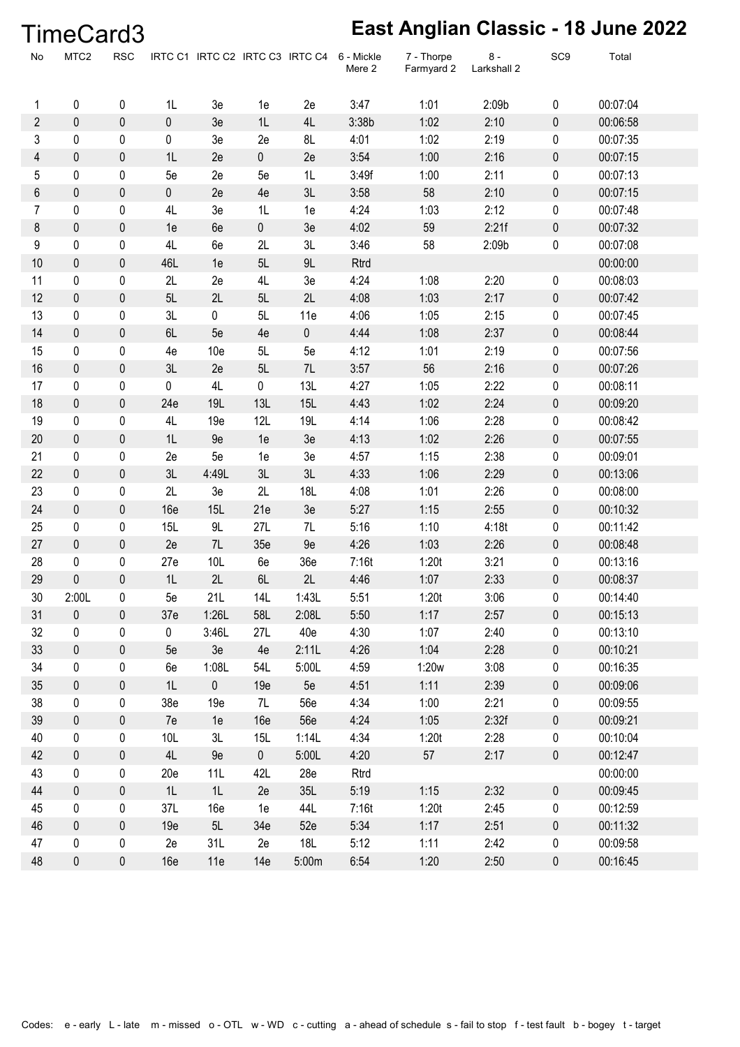# TimeCard3

## East Anglian Classic - 18 June 2022

| No | MTC2 | RSC | IRTC C1 | IRTC C2 | IRTC C3 | IRTC C4 | 6 - Mickle Mere 2 | 7 - Thorpe Farmyard 2 | 8 - Larkshall 2 | SC9 | Total |
|---|---|---|---|---|---|---|---|---|---|---|---|
| 1 | 0 | 0 | 1L | 3e | 1e | 2e | 3:47 | 1:01 | 2:09b | 0 | 00:07:04 |
| 2 | 0 | 0 | 0 | 3e | 1L | 4L | 3:38b | 1:02 | 2:10 | 0 | 00:06:58 |
| 3 | 0 | 0 | 0 | 3e | 2e | 8L | 4:01 | 1:02 | 2:19 | 0 | 00:07:35 |
| 4 | 0 | 0 | 1L | 2e | 0 | 2e | 3:54 | 1:00 | 2:16 | 0 | 00:07:15 |
| 5 | 0 | 0 | 5e | 2e | 5e | 1L | 3:49f | 1:00 | 2:11 | 0 | 00:07:13 |
| 6 | 0 | 0 | 0 | 2e | 4e | 3L | 3:58 | 58 | 2:10 | 0 | 00:07:15 |
| 7 | 0 | 0 | 4L | 3e | 1L | 1e | 4:24 | 1:03 | 2:12 | 0 | 00:07:48 |
| 8 | 0 | 0 | 1e | 6e | 0 | 3e | 4:02 | 59 | 2:21f | 0 | 00:07:32 |
| 9 | 0 | 0 | 4L | 6e | 2L | 3L | 3:46 | 58 | 2:09b | 0 | 00:07:08 |
| 10 | 0 | 0 | 46L | 1e | 5L | 9L | Rtrd | | | | 00:00:00 |
| 11 | 0 | 0 | 2L | 2e | 4L | 3e | 4:24 | 1:08 | 2:20 | 0 | 00:08:03 |
| 12 | 0 | 0 | 5L | 2L | 5L | 2L | 4:08 | 1:03 | 2:17 | 0 | 00:07:42 |
| 13 | 0 | 0 | 3L | 0 | 5L | 11e | 4:06 | 1:05 | 2:15 | 0 | 00:07:45 |
| 14 | 0 | 0 | 6L | 5e | 4e | 0 | 4:44 | 1:08 | 2:37 | 0 | 00:08:44 |
| 15 | 0 | 0 | 4e | 10e | 5L | 5e | 4:12 | 1:01 | 2:19 | 0 | 00:07:56 |
| 16 | 0 | 0 | 3L | 2e | 5L | 7L | 3:57 | 56 | 2:16 | 0 | 00:07:26 |
| 17 | 0 | 0 | 0 | 4L | 0 | 13L | 4:27 | 1:05 | 2:22 | 0 | 00:08:11 |
| 18 | 0 | 0 | 24e | 19L | 13L | 15L | 4:43 | 1:02 | 2:24 | 0 | 00:09:20 |
| 19 | 0 | 0 | 4L | 19e | 12L | 19L | 4:14 | 1:06 | 2:28 | 0 | 00:08:42 |
| 20 | 0 | 0 | 1L | 9e | 1e | 3e | 4:13 | 1:02 | 2:26 | 0 | 00:07:55 |
| 21 | 0 | 0 | 2e | 5e | 1e | 3e | 4:57 | 1:15 | 2:38 | 0 | 00:09:01 |
| 22 | 0 | 0 | 3L | 4:49L | 3L | 3L | 4:33 | 1:06 | 2:29 | 0 | 00:13:06 |
| 23 | 0 | 0 | 2L | 3e | 2L | 18L | 4:08 | 1:01 | 2:26 | 0 | 00:08:00 |
| 24 | 0 | 0 | 16e | 15L | 21e | 3e | 5:27 | 1:15 | 2:55 | 0 | 00:10:32 |
| 25 | 0 | 0 | 15L | 9L | 27L | 7L | 5:16 | 1:10 | 4:18t | 0 | 00:11:42 |
| 27 | 0 | 0 | 2e | 7L | 35e | 9e | 4:26 | 1:03 | 2:26 | 0 | 00:08:48 |
| 28 | 0 | 0 | 27e | 10L | 6e | 36e | 7:16t | 1:20t | 3:21 | 0 | 00:13:16 |
| 29 | 0 | 0 | 1L | 2L | 6L | 2L | 4:46 | 1:07 | 2:33 | 0 | 00:08:37 |
| 30 | 2:00L | 0 | 5e | 21L | 14L | 1:43L | 5:51 | 1:20t | 3:06 | 0 | 00:14:40 |
| 31 | 0 | 0 | 37e | 1:26L | 58L | 2:08L | 5:50 | 1:17 | 2:57 | 0 | 00:15:13 |
| 32 | 0 | 0 | 0 | 3:46L | 27L | 40e | 4:30 | 1:07 | 2:40 | 0 | 00:13:10 |
| 33 | 0 | 0 | 5e | 3e | 4e | 2:11L | 4:26 | 1:04 | 2:28 | 0 | 00:10:21 |
| 34 | 0 | 0 | 6e | 1:08L | 54L | 5:00L | 4:59 | 1:20w | 3:08 | 0 | 00:16:35 |
| 35 | 0 | 0 | 1L | 0 | 19e | 5e | 4:51 | 1:11 | 2:39 | 0 | 00:09:06 |
| 38 | 0 | 0 | 38e | 19e | 7L | 56e | 4:34 | 1:00 | 2:21 | 0 | 00:09:55 |
| 39 | 0 | 0 | 7e | 1e | 16e | 56e | 4:24 | 1:05 | 2:32f | 0 | 00:09:21 |
| 40 | 0 | 0 | 10L | 3L | 15L | 1:14L | 4:34 | 1:20t | 2:28 | 0 | 00:10:04 |
| 42 | 0 | 0 | 4L | 9e | 0 | 5:00L | 4:20 | 57 | 2:17 | 0 | 00:12:47 |
| 43 | 0 | 0 | 20e | 11L | 42L | 28e | Rtrd | | | | 00:00:00 |
| 44 | 0 | 0 | 1L | 1L | 2e | 35L | 5:19 | 1:15 | 2:32 | 0 | 00:09:45 |
| 45 | 0 | 0 | 37L | 16e | 1e | 44L | 7:16t | 1:20t | 2:45 | 0 | 00:12:59 |
| 46 | 0 | 0 | 19e | 5L | 34e | 52e | 5:34 | 1:17 | 2:51 | 0 | 00:11:32 |
| 47 | 0 | 0 | 2e | 31L | 2e | 18L | 5:12 | 1:11 | 2:42 | 0 | 00:09:58 |
| 48 | 0 | 0 | 16e | 11e | 14e | 5:00m | 6:54 | 1:20 | 2:50 | 0 | 00:16:45 |

Codes: e - early L - late m - missed o - OTL w - WD c - cutting a - ahead of schedule s - fail to stop f - test fault b - bogey t - target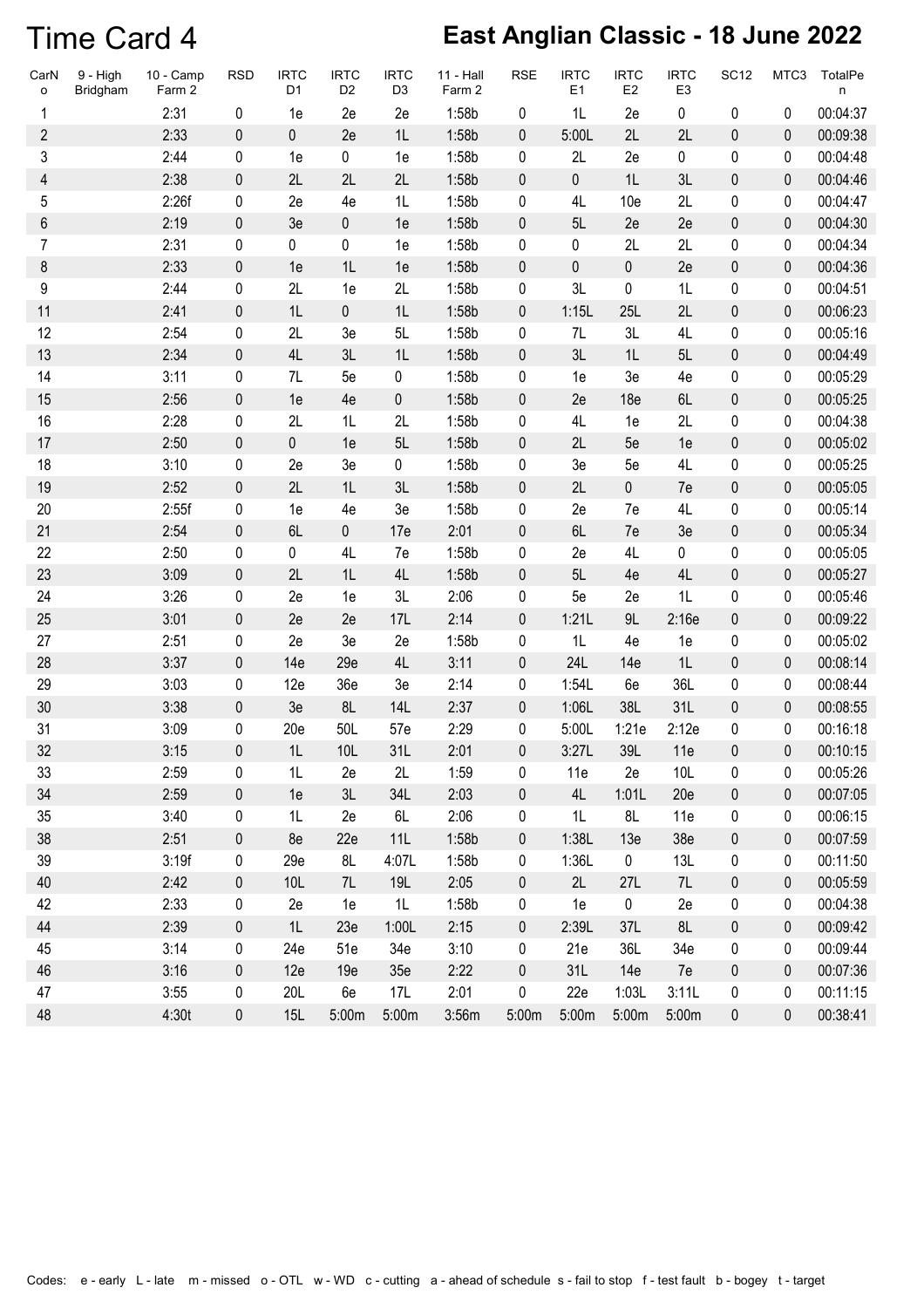# Time Card 4

## East Anglian Classic - 18 June 2022

| CarNo | 9 - High Bridgham | 10 - Camp Farm 2 | RSD | IRTC D1 | IRTC D2 | IRTC D3 | 11 - Hall Farm 2 | RSE | IRTC E1 | IRTC E2 | IRTC E3 | SC12 | MTC3 | TotalPen |
|---|---|---|---|---|---|---|---|---|---|---|---|---|---|---|
| 1 | | 2:31 | 0 | 1e | 2e | 2e | 1:58b | 0 | 1L | 2e | 0 | 0 | 0 | 00:04:37 |
| 2 | | 2:33 | 0 | 0 | 2e | 1L | 1:58b | 0 | 5:00L | 2L | 2L | 0 | 0 | 00:09:38 |
| 3 | | 2:44 | 0 | 1e | 0 | 1e | 1:58b | 0 | 2L | 2e | 0 | 0 | 0 | 00:04:48 |
| 4 | | 2:38 | 0 | 2L | 2L | 2L | 1:58b | 0 | 0 | 1L | 3L | 0 | 0 | 00:04:46 |
| 5 | | 2:26f | 0 | 2e | 4e | 1L | 1:58b | 0 | 4L | 10e | 2L | 0 | 0 | 00:04:47 |
| 6 | | 2:19 | 0 | 3e | 0 | 1e | 1:58b | 0 | 5L | 2e | 2e | 0 | 0 | 00:04:30 |
| 7 | | 2:31 | 0 | 0 | 0 | 1e | 1:58b | 0 | 0 | 2L | 2L | 0 | 0 | 00:04:34 |
| 8 | | 2:33 | 0 | 1e | 1L | 1e | 1:58b | 0 | 0 | 0 | 2e | 0 | 0 | 00:04:36 |
| 9 | | 2:44 | 0 | 2L | 1e | 2L | 1:58b | 0 | 3L | 0 | 1L | 0 | 0 | 00:04:51 |
| 11 | | 2:41 | 0 | 1L | 0 | 1L | 1:58b | 0 | 1:15L | 25L | 2L | 0 | 0 | 00:06:23 |
| 12 | | 2:54 | 0 | 2L | 3e | 5L | 1:58b | 0 | 7L | 3L | 4L | 0 | 0 | 00:05:16 |
| 13 | | 2:34 | 0 | 4L | 3L | 1L | 1:58b | 0 | 3L | 1L | 5L | 0 | 0 | 00:04:49 |
| 14 | | 3:11 | 0 | 7L | 5e | 0 | 1:58b | 0 | 1e | 3e | 4e | 0 | 0 | 00:05:29 |
| 15 | | 2:56 | 0 | 1e | 4e | 0 | 1:58b | 0 | 2e | 18e | 6L | 0 | 0 | 00:05:25 |
| 16 | | 2:28 | 0 | 2L | 1L | 2L | 1:58b | 0 | 4L | 1e | 2L | 0 | 0 | 00:04:38 |
| 17 | | 2:50 | 0 | 0 | 1e | 5L | 1:58b | 0 | 2L | 5e | 1e | 0 | 0 | 00:05:02 |
| 18 | | 3:10 | 0 | 2e | 3e | 0 | 1:58b | 0 | 3e | 5e | 4L | 0 | 0 | 00:05:25 |
| 19 | | 2:52 | 0 | 2L | 1L | 3L | 1:58b | 0 | 2L | 0 | 7e | 0 | 0 | 00:05:05 |
| 20 | | 2:55f | 0 | 1e | 4e | 3e | 1:58b | 0 | 2e | 7e | 4L | 0 | 0 | 00:05:14 |
| 21 | | 2:54 | 0 | 6L | 0 | 17e | 2:01 | 0 | 6L | 7e | 3e | 0 | 0 | 00:05:34 |
| 22 | | 2:50 | 0 | 0 | 4L | 7e | 1:58b | 0 | 2e | 4L | 0 | 0 | 0 | 00:05:05 |
| 23 | | 3:09 | 0 | 2L | 1L | 4L | 1:58b | 0 | 5L | 4e | 4L | 0 | 0 | 00:05:27 |
| 24 | | 3:26 | 0 | 2e | 1e | 3L | 2:06 | 0 | 5e | 2e | 1L | 0 | 0 | 00:05:46 |
| 25 | | 3:01 | 0 | 2e | 2e | 17L | 2:14 | 0 | 1:21L | 9L | 2:16e | 0 | 0 | 00:09:22 |
| 27 | | 2:51 | 0 | 2e | 3e | 2e | 1:58b | 0 | 1L | 4e | 1e | 0 | 0 | 00:05:02 |
| 28 | | 3:37 | 0 | 14e | 29e | 4L | 3:11 | 0 | 24L | 14e | 1L | 0 | 0 | 00:08:14 |
| 29 | | 3:03 | 0 | 12e | 36e | 3e | 2:14 | 0 | 1:54L | 6e | 36L | 0 | 0 | 00:08:44 |
| 30 | | 3:38 | 0 | 3e | 8L | 14L | 2:37 | 0 | 1:06L | 38L | 31L | 0 | 0 | 00:08:55 |
| 31 | | 3:09 | 0 | 20e | 50L | 57e | 2:29 | 0 | 5:00L | 1:21e | 2:12e | 0 | 0 | 00:16:18 |
| 32 | | 3:15 | 0 | 1L | 10L | 31L | 2:01 | 0 | 3:27L | 39L | 11e | 0 | 0 | 00:10:15 |
| 33 | | 2:59 | 0 | 1L | 2e | 2L | 1:59 | 0 | 11e | 2e | 10L | 0 | 0 | 00:05:26 |
| 34 | | 2:59 | 0 | 1e | 3L | 34L | 2:03 | 0 | 4L | 1:01L | 20e | 0 | 0 | 00:07:05 |
| 35 | | 3:40 | 0 | 1L | 2e | 6L | 2:06 | 0 | 1L | 8L | 11e | 0 | 0 | 00:06:15 |
| 38 | | 2:51 | 0 | 8e | 22e | 11L | 1:58b | 0 | 1:38L | 13e | 38e | 0 | 0 | 00:07:59 |
| 39 | | 3:19f | 0 | 29e | 8L | 4:07L | 1:58b | 0 | 1:36L | 0 | 13L | 0 | 0 | 00:11:50 |
| 40 | | 2:42 | 0 | 10L | 7L | 19L | 2:05 | 0 | 2L | 27L | 7L | 0 | 0 | 00:05:59 |
| 42 | | 2:33 | 0 | 2e | 1e | 1L | 1:58b | 0 | 1e | 0 | 2e | 0 | 0 | 00:04:38 |
| 44 | | 2:39 | 0 | 1L | 23e | 1:00L | 2:15 | 0 | 2:39L | 37L | 8L | 0 | 0 | 00:09:42 |
| 45 | | 3:14 | 0 | 24e | 51e | 34e | 3:10 | 0 | 21e | 36L | 34e | 0 | 0 | 00:09:44 |
| 46 | | 3:16 | 0 | 12e | 19e | 35e | 2:22 | 0 | 31L | 14e | 7e | 0 | 0 | 00:07:36 |
| 47 | | 3:55 | 0 | 20L | 6e | 17L | 2:01 | 0 | 22e | 1:03L | 3:11L | 0 | 0 | 00:11:15 |
| 48 | | 4:30t | 0 | 15L | 5:00m | 5:00m | 3:56m | 5:00m | 5:00m | 5:00m | 5:00m | 0 | 0 | 00:38:41 |

Codes: e - early L - late m - missed o - OTL w - WD c - cutting a - ahead of schedule s - fail to stop f - test fault b - bogey t - target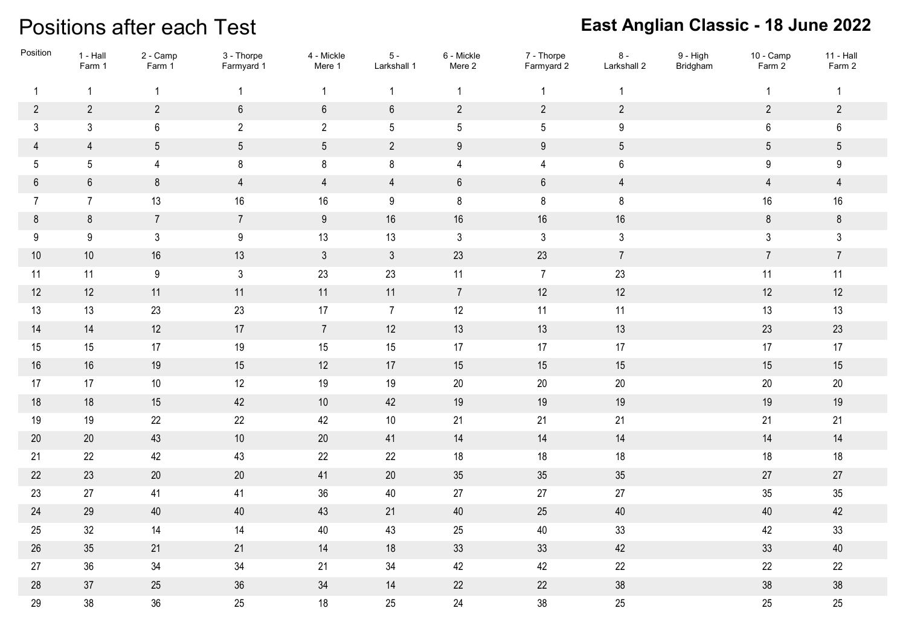# Positions after each Test

## East Anglian Classic - 18 June 2022

| Position | 1 - Hall Farm 1 | 2 - Camp Farm 1 | 3 - Thorpe Farmyard 1 | 4 - Mickle Mere 1 | 5 - Larkshall 1 | 6 - Mickle Mere 2 | 7 - Thorpe Farmyard 2 | 8 - Larkshall 2 | 9 - High Bridgham | 10 - Camp Farm 2 | 11 - Hall Farm 2 |
|---|---|---|---|---|---|---|---|---|---|---|---|
| 1 | 1 | 1 | 1 | 1 | 1 | 1 | 1 | 1 | | 1 | 1 |
| 2 | 2 | 2 | 6 | 6 | 6 | 2 | 2 | 2 | | 2 | 2 |
| 3 | 3 | 6 | 2 | 2 | 5 | 5 | 5 | 9 | | 6 | 6 |
| 4 | 4 | 5 | 5 | 5 | 2 | 9 | 9 | 5 | | 5 | 5 |
| 5 | 5 | 4 | 8 | 8 | 8 | 4 | 4 | 6 | | 9 | 9 |
| 6 | 6 | 8 | 4 | 4 | 4 | 6 | 6 | 4 | | 4 | 4 |
| 7 | 7 | 13 | 16 | 16 | 9 | 8 | 8 | 8 | | 16 | 16 |
| 8 | 8 | 7 | 7 | 9 | 16 | 16 | 16 | 16 | | 8 | 8 |
| 9 | 9 | 3 | 9 | 13 | 13 | 3 | 3 | 3 | | 3 | 3 |
| 10 | 10 | 16 | 13 | 3 | 3 | 23 | 23 | 7 | | 7 | 7 |
| 11 | 11 | 9 | 3 | 23 | 23 | 11 | 7 | 23 | | 11 | 11 |
| 12 | 12 | 11 | 11 | 11 | 11 | 7 | 12 | 12 | | 12 | 12 |
| 13 | 13 | 23 | 23 | 17 | 7 | 12 | 11 | 11 | | 13 | 13 |
| 14 | 14 | 12 | 17 | 7 | 12 | 13 | 13 | 13 | | 23 | 23 |
| 15 | 15 | 17 | 19 | 15 | 15 | 17 | 17 | 17 | | 17 | 17 |
| 16 | 16 | 19 | 15 | 12 | 17 | 15 | 15 | 15 | | 15 | 15 |
| 17 | 17 | 10 | 12 | 19 | 19 | 20 | 20 | 20 | | 20 | 20 |
| 18 | 18 | 15 | 42 | 10 | 42 | 19 | 19 | 19 | | 19 | 19 |
| 19 | 19 | 22 | 22 | 42 | 10 | 21 | 21 | 21 | | 21 | 21 |
| 20 | 20 | 43 | 10 | 20 | 41 | 14 | 14 | 14 | | 14 | 14 |
| 21 | 22 | 42 | 43 | 22 | 22 | 18 | 18 | 18 | | 18 | 18 |
| 22 | 23 | 20 | 20 | 41 | 20 | 35 | 35 | 35 | | 27 | 27 |
| 23 | 27 | 41 | 41 | 36 | 40 | 27 | 27 | 27 | | 35 | 35 |
| 24 | 29 | 40 | 40 | 43 | 21 | 40 | 25 | 40 | | 40 | 42 |
| 25 | 32 | 14 | 14 | 40 | 43 | 25 | 40 | 33 | | 42 | 33 |
| 26 | 35 | 21 | 21 | 14 | 18 | 33 | 33 | 42 | | 33 | 40 |
| 27 | 36 | 34 | 34 | 21 | 34 | 42 | 42 | 22 | | 22 | 22 |
| 28 | 37 | 25 | 36 | 34 | 14 | 22 | 22 | 38 | | 38 | 38 |
| 29 | 38 | 36 | 25 | 18 | 25 | 24 | 38 | 25 | | 25 | 25 |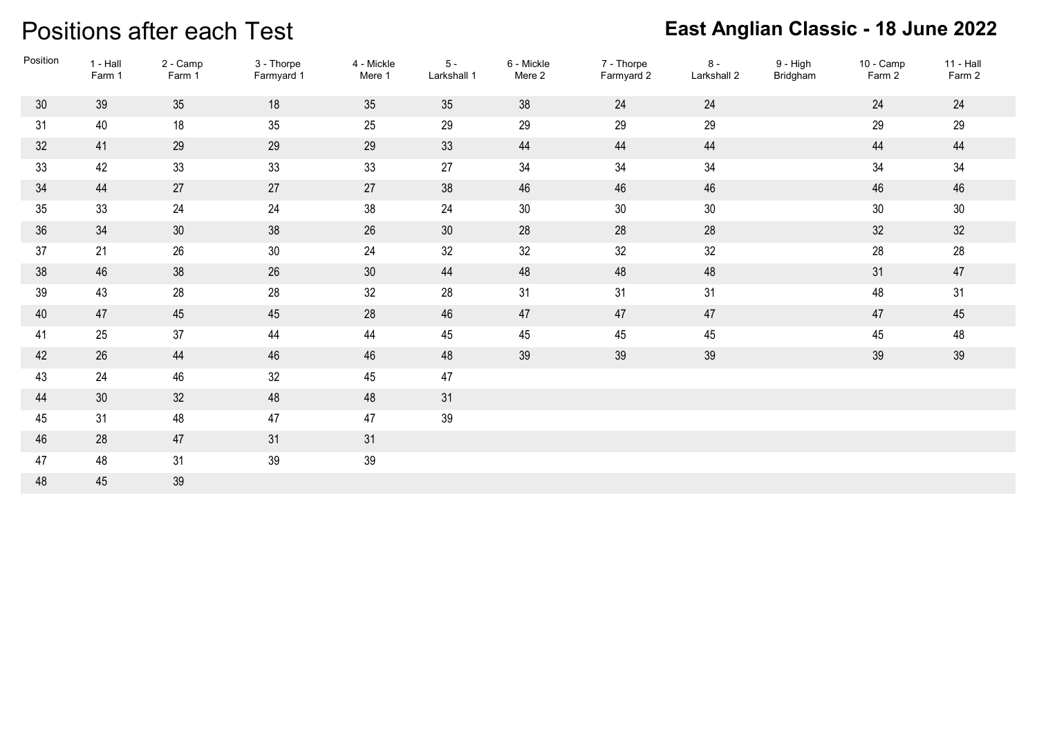# Positions after each Test

## East Anglian Classic - 18 June 2022

| Position | 1 - Hall Farm 1 | 2 - Camp Farm 1 | 3 - Thorpe Farmyard 1 | 4 - Mickle Mere 1 | 5 - Larkshall 1 | 6 - Mickle Mere 2 | 7 - Thorpe Farmyard 2 | 8 - Larkshall 2 | 9 - High Bridgham | 10 - Camp Farm 2 | 11 - Hall Farm 2 |
|---|---|---|---|---|---|---|---|---|---|---|---|
| 30 | 39 | 35 | 18 | 35 | 35 | 38 | 24 | 24 | | 24 | 24 |
| 31 | 40 | 18 | 35 | 25 | 29 | 29 | 29 | 29 | | 29 | 29 |
| 32 | 41 | 29 | 29 | 29 | 33 | 44 | 44 | 44 | | 44 | 44 |
| 33 | 42 | 33 | 33 | 33 | 27 | 34 | 34 | 34 | | 34 | 34 |
| 34 | 44 | 27 | 27 | 27 | 38 | 46 | 46 | 46 | | 46 | 46 |
| 35 | 33 | 24 | 24 | 38 | 24 | 30 | 30 | 30 | | 30 | 30 |
| 36 | 34 | 30 | 38 | 26 | 30 | 28 | 28 | 28 | | 32 | 32 |
| 37 | 21 | 26 | 30 | 24 | 32 | 32 | 32 | 32 | | 28 | 28 |
| 38 | 46 | 38 | 26 | 30 | 44 | 48 | 48 | 48 | | 31 | 47 |
| 39 | 43 | 28 | 28 | 32 | 28 | 31 | 31 | 31 | | 48 | 31 |
| 40 | 47 | 45 | 45 | 28 | 46 | 47 | 47 | 47 | | 47 | 45 |
| 41 | 25 | 37 | 44 | 44 | 45 | 45 | 45 | 45 | | 45 | 48 |
| 42 | 26 | 44 | 46 | 46 | 48 | 39 | 39 | 39 | | 39 | 39 |
| 43 | 24 | 46 | 32 | 45 | 47 | | | | | | |
| 44 | 30 | 32 | 48 | 48 | 31 | | | | | | |
| 45 | 31 | 48 | 47 | 47 | 39 | | | | | | |
| 46 | 28 | 47 | 31 | 31 | | | | | | | |
| 47 | 48 | 31 | 39 | 39 | | | | | | | |
| 48 | 45 | 39 | | | | | | | | | |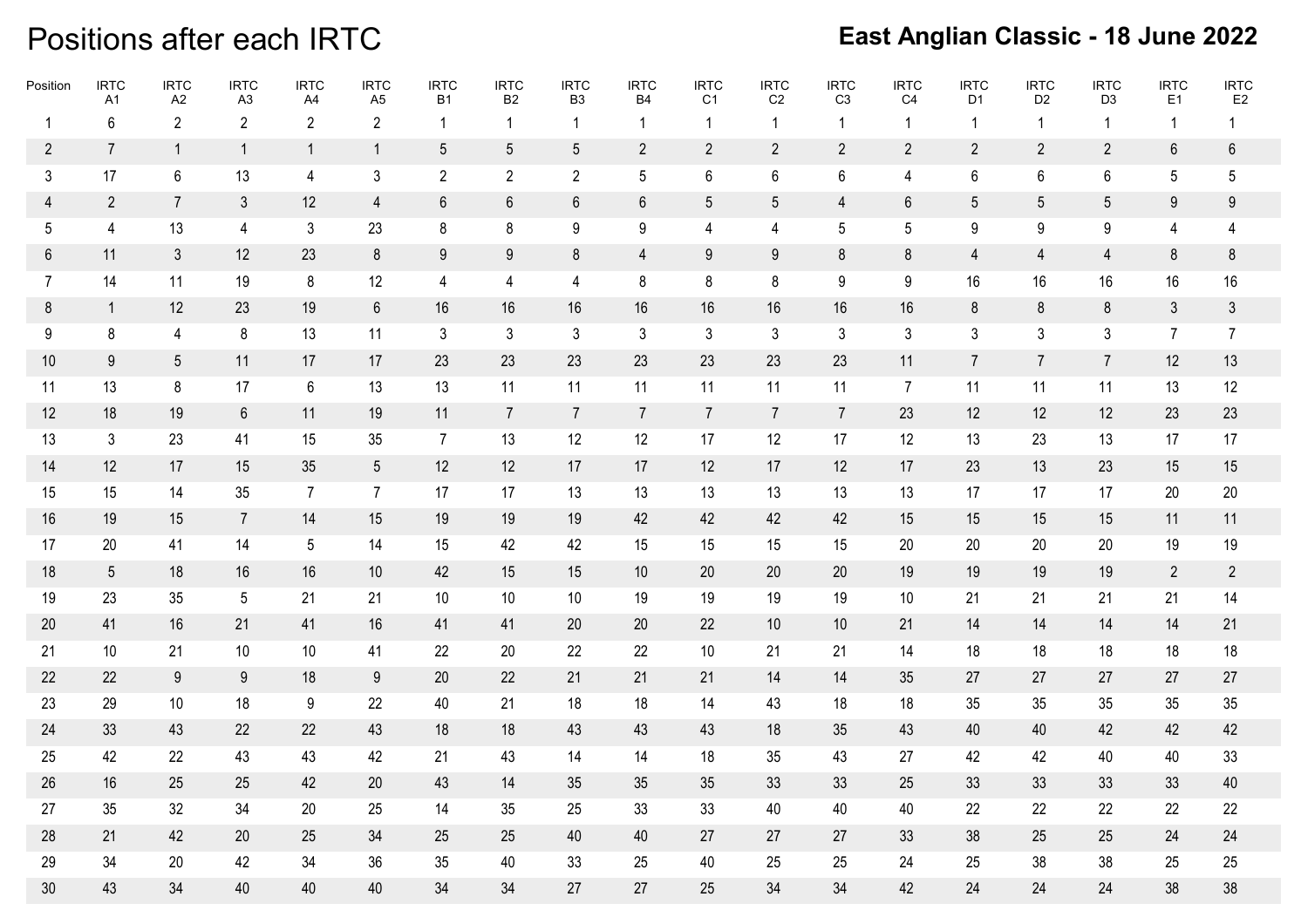# Positions after each IRTC

**East Anglian Classic - 18 June 2022**

| Position | IRTC A1 | IRTC A2 | IRTC A3 | IRTC A4 | IRTC A5 | IRTC B1 | IRTC B2 | IRTC B3 | IRTC B4 | IRTC C1 | IRTC C2 | IRTC C3 | IRTC C4 | IRTC D1 | IRTC D2 | IRTC D3 | IRTC E1 | IRTC E2 |
|---|---|---|---|---|---|---|---|---|---|---|---|---|---|---|---|---|---|---|
| 1 | 6 | 2 | 2 | 2 | 2 | 1 | 1 | 1 | 1 | 1 | 1 | 1 | 1 | 1 | 1 | 1 | 1 | 1 |
| 2 | 7 | 1 | 1 | 1 | 1 | 5 | 5 | 5 | 2 | 2 | 2 | 2 | 2 | 2 | 2 | 2 | 6 | 6 |
| 3 | 17 | 6 | 13 | 4 | 3 | 2 | 2 | 2 | 5 | 6 | 6 | 6 | 4 | 6 | 6 | 6 | 5 | 5 |
| 4 | 2 | 7 | 3 | 12 | 4 | 6 | 6 | 6 | 6 | 5 | 5 | 4 | 6 | 5 | 5 | 5 | 9 | 9 |
| 5 | 4 | 13 | 4 | 3 | 23 | 8 | 8 | 9 | 9 | 4 | 4 | 5 | 5 | 9 | 9 | 9 | 4 | 4 |
| 6 | 11 | 3 | 12 | 23 | 8 | 9 | 9 | 8 | 4 | 9 | 9 | 8 | 8 | 4 | 4 | 4 | 8 | 8 |
| 7 | 14 | 11 | 19 | 8 | 12 | 4 | 4 | 4 | 8 | 8 | 8 | 9 | 9 | 16 | 16 | 16 | 16 | 16 |
| 8 | 1 | 12 | 23 | 19 | 6 | 16 | 16 | 16 | 16 | 16 | 16 | 16 | 16 | 8 | 8 | 8 | 3 | 3 |
| 9 | 8 | 4 | 8 | 13 | 11 | 3 | 3 | 3 | 3 | 3 | 3 | 3 | 3 | 3 | 3 | 3 | 7 | 7 |
| 10 | 9 | 5 | 11 | 17 | 17 | 23 | 23 | 23 | 23 | 23 | 23 | 23 | 11 | 7 | 7 | 7 | 12 | 13 |
| 11 | 13 | 8 | 17 | 6 | 13 | 13 | 11 | 11 | 11 | 11 | 11 | 11 | 7 | 11 | 11 | 11 | 13 | 12 |
| 12 | 18 | 19 | 6 | 11 | 19 | 11 | 7 | 7 | 7 | 7 | 7 | 7 | 23 | 12 | 12 | 12 | 23 | 23 |
| 13 | 3 | 23 | 41 | 15 | 35 | 7 | 13 | 12 | 12 | 17 | 12 | 17 | 12 | 13 | 23 | 13 | 17 | 17 |
| 14 | 12 | 17 | 15 | 35 | 5 | 12 | 12 | 17 | 17 | 12 | 17 | 12 | 17 | 23 | 13 | 23 | 15 | 15 |
| 15 | 15 | 14 | 35 | 7 | 7 | 17 | 17 | 13 | 13 | 13 | 13 | 13 | 13 | 17 | 17 | 17 | 20 | 20 |
| 16 | 19 | 15 | 7 | 14 | 15 | 19 | 19 | 19 | 42 | 42 | 42 | 42 | 15 | 15 | 15 | 15 | 11 | 11 |
| 17 | 20 | 41 | 14 | 5 | 14 | 15 | 42 | 42 | 15 | 15 | 15 | 15 | 20 | 20 | 20 | 20 | 19 | 19 |
| 18 | 5 | 18 | 16 | 16 | 10 | 42 | 15 | 15 | 10 | 20 | 20 | 20 | 19 | 19 | 19 | 19 | 2 | 2 |
| 19 | 23 | 35 | 5 | 21 | 21 | 10 | 10 | 10 | 19 | 19 | 19 | 19 | 10 | 21 | 21 | 21 | 21 | 14 |
| 20 | 41 | 16 | 21 | 41 | 16 | 41 | 41 | 20 | 20 | 22 | 10 | 10 | 21 | 14 | 14 | 14 | 14 | 21 |
| 21 | 10 | 21 | 10 | 10 | 41 | 22 | 20 | 22 | 22 | 10 | 21 | 21 | 14 | 18 | 18 | 18 | 18 | 18 |
| 22 | 22 | 9 | 9 | 18 | 9 | 20 | 22 | 21 | 21 | 21 | 14 | 14 | 35 | 27 | 27 | 27 | 27 | 27 |
| 23 | 29 | 10 | 18 | 9 | 22 | 40 | 21 | 18 | 18 | 14 | 43 | 18 | 18 | 35 | 35 | 35 | 35 | 35 |
| 24 | 33 | 43 | 22 | 22 | 43 | 18 | 18 | 43 | 43 | 43 | 18 | 35 | 43 | 40 | 40 | 42 | 42 | 42 |
| 25 | 42 | 22 | 43 | 43 | 42 | 21 | 43 | 14 | 14 | 18 | 35 | 43 | 27 | 42 | 42 | 40 | 40 | 33 |
| 26 | 16 | 25 | 25 | 42 | 20 | 43 | 14 | 35 | 35 | 35 | 33 | 33 | 25 | 33 | 33 | 33 | 33 | 40 |
| 27 | 35 | 32 | 34 | 20 | 25 | 14 | 35 | 25 | 33 | 33 | 40 | 40 | 40 | 22 | 22 | 22 | 22 | 22 |
| 28 | 21 | 42 | 20 | 25 | 34 | 25 | 25 | 40 | 40 | 27 | 27 | 27 | 33 | 38 | 25 | 25 | 24 | 24 |
| 29 | 34 | 20 | 42 | 34 | 36 | 35 | 40 | 33 | 25 | 40 | 25 | 25 | 24 | 25 | 38 | 38 | 25 | 25 |
| 30 | 43 | 34 | 40 | 40 | 40 | 34 | 34 | 27 | 27 | 25 | 34 | 34 | 42 | 24 | 24 | 24 | 38 | 38 |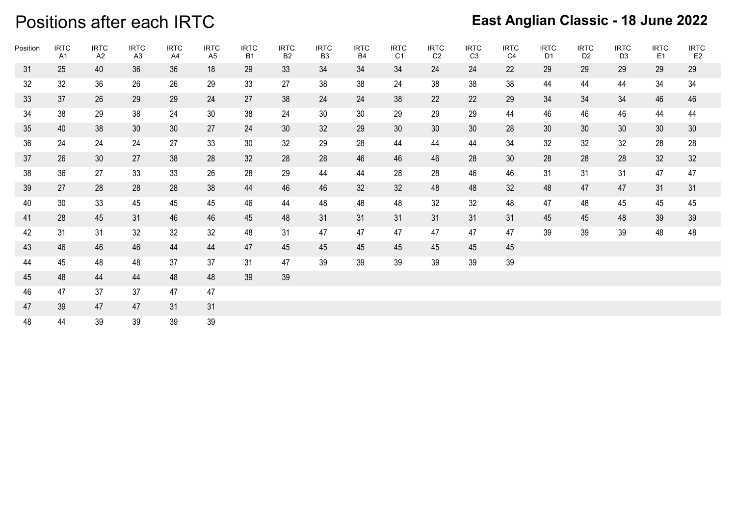# Positions after each IRTC

**East Anglian Classic - 18 June 2022**

| Position | IRTC A1 | IRTC A2 | IRTC A3 | IRTC A4 | IRTC A5 | IRTC B1 | IRTC B2 | IRTC B3 | IRTC B4 | IRTC C1 | IRTC C2 | IRTC C3 | IRTC C4 | IRTC D1 | IRTC D2 | IRTC D3 | IRTC E1 | IRTC E2 |
|---|---|---|---|---|---|---|---|---|---|---|---|---|---|---|---|---|---|---|
| 31 | 25 | 40 | 36 | 36 | 18 | 29 | 33 | 34 | 34 | 34 | 24 | 24 | 22 | 29 | 29 | 29 | 29 | 29 |
| 32 | 32 | 36 | 26 | 26 | 29 | 33 | 27 | 38 | 38 | 24 | 38 | 38 | 38 | 44 | 44 | 44 | 34 | 34 |
| 33 | 37 | 26 | 29 | 29 | 24 | 27 | 38 | 24 | 24 | 38 | 22 | 22 | 29 | 34 | 34 | 34 | 46 | 46 |
| 34 | 38 | 29 | 38 | 24 | 30 | 38 | 24 | 30 | 30 | 29 | 29 | 29 | 44 | 46 | 46 | 46 | 44 | 44 |
| 35 | 40 | 38 | 30 | 30 | 27 | 24 | 30 | 32 | 29 | 30 | 30 | 30 | 28 | 30 | 30 | 30 | 30 | 30 |
| 36 | 24 | 24 | 24 | 27 | 33 | 30 | 32 | 29 | 28 | 44 | 44 | 44 | 34 | 32 | 32 | 32 | 28 | 28 |
| 37 | 26 | 30 | 27 | 38 | 28 | 32 | 28 | 28 | 46 | 46 | 46 | 28 | 30 | 28 | 28 | 28 | 32 | 32 |
| 38 | 36 | 27 | 33 | 33 | 26 | 28 | 29 | 44 | 44 | 28 | 28 | 46 | 46 | 31 | 31 | 31 | 47 | 47 |
| 39 | 27 | 28 | 28 | 28 | 38 | 44 | 46 | 46 | 32 | 32 | 48 | 48 | 32 | 48 | 47 | 47 | 31 | 31 |
| 40 | 30 | 33 | 45 | 45 | 45 | 46 | 44 | 48 | 48 | 48 | 32 | 32 | 48 | 47 | 48 | 45 | 45 | 45 |
| 41 | 28 | 45 | 31 | 46 | 46 | 45 | 48 | 31 | 31 | 31 | 31 | 31 | 31 | 45 | 45 | 48 | 39 | 39 |
| 42 | 31 | 31 | 32 | 32 | 32 | 48 | 31 | 47 | 47 | 47 | 47 | 47 | 47 | 39 | 39 | 39 | 48 | 48 |
| 43 | 46 | 46 | 46 | 44 | 44 | 47 | 45 | 45 | 45 | 45 | 45 | 45 | 45 | | | | | |
| 44 | 45 | 48 | 48 | 37 | 37 | 31 | 47 | 39 | 39 | 39 | 39 | 39 | 39 | | | | | |
| 45 | 48 | 44 | 44 | 48 | 48 | 39 | 39 | | | | | | | | | | | |
| 46 | 47 | 37 | 37 | 47 | 47 | | | | | | | | | | | | | |
| 47 | 39 | 47 | 47 | 31 | 31 | | | | | | | | | | | | | |
| 48 | 44 | 39 | 39 | 39 | 39 | | | | | | | | | | | | | |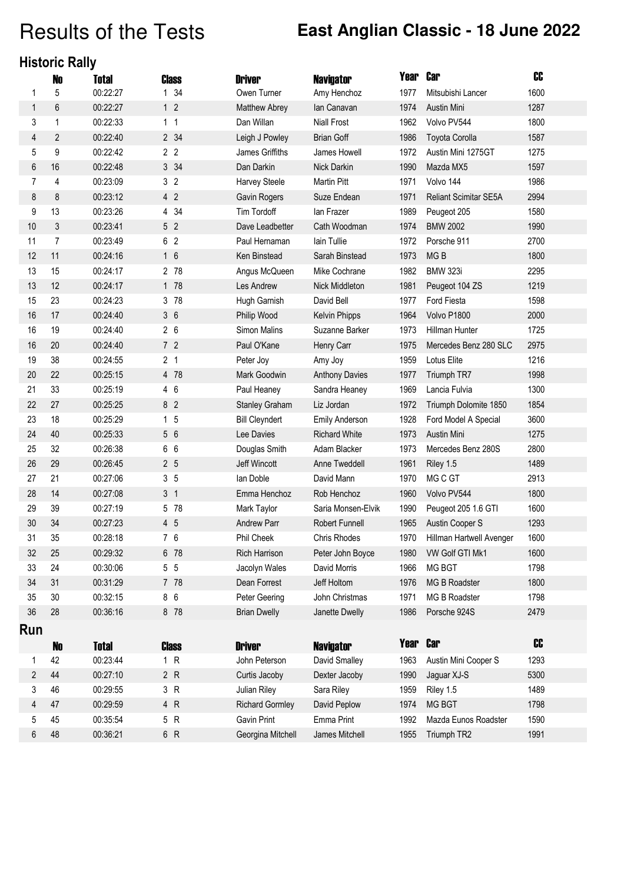# Results of the Tests

## East Anglian Classic - 18 June 2022

### Historic Rally

| | No | Total | Class | | Driver | Navigator | Year | Car | CC |
|---|---|---|---|---|---|---|---|---|---|
| 1 | 5 | 00:22:27 | 1 | 34 | Owen Turner | Amy Henchoz | 1977 | Mitsubishi Lancer | 1600 |
| 1 | 6 | 00:22:27 | 1 | 2 | Matthew Abrey | Ian Canavan | 1974 | Austin Mini | 1287 |
| 3 | 1 | 00:22:33 | 1 | 1 | Dan Willan | Niall Frost | 1962 | Volvo PV544 | 1800 |
| 4 | 2 | 00:22:40 | 2 | 34 | Leigh J Powley | Brian Goff | 1986 | Toyota Corolla | 1587 |
| 5 | 9 | 00:22:42 | 2 | 2 | James Griffiths | James Howell | 1972 | Austin Mini 1275GT | 1275 |
| 6 | 16 | 00:22:48 | 3 | 34 | Dan Darkin | Nick Darkin | 1990 | Mazda MX5 | 1597 |
| 7 | 4 | 00:23:09 | 3 | 2 | Harvey Steele | Martin Pitt | 1971 | Volvo 144 | 1986 |
| 8 | 8 | 00:23:12 | 4 | 2 | Gavin Rogers | Suze Endean | 1971 | Reliant Scimitar SE5A | 2994 |
| 9 | 13 | 00:23:26 | 4 | 34 | Tim Tordoff | Ian Frazer | 1989 | Peugeot 205 | 1580 |
| 10 | 3 | 00:23:41 | 5 | 2 | Dave Leadbetter | Cath Woodman | 1974 | BMW 2002 | 1990 |
| 11 | 7 | 00:23:49 | 6 | 2 | Paul Hernaman | Iain Tullie | 1972 | Porsche 911 | 2700 |
| 12 | 11 | 00:24:16 | 1 | 6 | Ken Binstead | Sarah Binstead | 1973 | MG B | 1800 |
| 13 | 15 | 00:24:17 | 2 | 78 | Angus McQueen | Mike Cochrane | 1982 | BMW 323i | 2295 |
| 13 | 12 | 00:24:17 | 1 | 78 | Les Andrew | Nick Middleton | 1981 | Peugeot 104 ZS | 1219 |
| 15 | 23 | 00:24:23 | 3 | 78 | Hugh Garnish | David Bell | 1977 | Ford Fiesta | 1598 |
| 16 | 17 | 00:24:40 | 3 | 6 | Philip Wood | Kelvin Phipps | 1964 | Volvo P1800 | 2000 |
| 16 | 19 | 00:24:40 | 2 | 6 | Simon Malins | Suzanne Barker | 1973 | Hillman Hunter | 1725 |
| 16 | 20 | 00:24:40 | 7 | 2 | Paul O'Kane | Henry Carr | 1975 | Mercedes Benz 280 SLC | 2975 |
| 19 | 38 | 00:24:55 | 2 | 1 | Peter Joy | Amy Joy | 1959 | Lotus Elite | 1216 |
| 20 | 22 | 00:25:15 | 4 | 78 | Mark Goodwin | Anthony Davies | 1977 | Triumph TR7 | 1998 |
| 21 | 33 | 00:25:19 | 4 | 6 | Paul Heaney | Sandra Heaney | 1969 | Lancia Fulvia | 1300 |
| 22 | 27 | 00:25:25 | 8 | 2 | Stanley Graham | Liz Jordan | 1972 | Triumph Dolomite 1850 | 1854 |
| 23 | 18 | 00:25:29 | 1 | 5 | Bill Cleyndert | Emily Anderson | 1928 | Ford Model A Special | 3600 |
| 24 | 40 | 00:25:33 | 5 | 6 | Lee Davies | Richard White | 1973 | Austin Mini | 1275 |
| 25 | 32 | 00:26:38 | 6 | 6 | Douglas Smith | Adam Blacker | 1973 | Mercedes Benz 280S | 2800 |
| 26 | 29 | 00:26:45 | 2 | 5 | Jeff Wincott | Anne Tweddell | 1961 | Riley 1.5 | 1489 |
| 27 | 21 | 00:27:06 | 3 | 5 | Ian Doble | David Mann | 1970 | MG C GT | 2913 |
| 28 | 14 | 00:27:08 | 3 | 1 | Emma Henchoz | Rob Henchoz | 1960 | Volvo PV544 | 1800 |
| 29 | 39 | 00:27:19 | 5 | 78 | Mark Taylor | Saria Monsen-Elvik | 1990 | Peugeot 205 1.6 GTI | 1600 |
| 30 | 34 | 00:27:23 | 4 | 5 | Andrew Parr | Robert Funnell | 1965 | Austin Cooper S | 1293 |
| 31 | 35 | 00:28:18 | 7 | 6 | Phil Cheek | Chris Rhodes | 1970 | Hillman Hartwell Avenger | 1600 |
| 32 | 25 | 00:29:32 | 6 | 78 | Rich Harrison | Peter John Boyce | 1980 | VW Golf GTI Mk1 | 1600 |
| 33 | 24 | 00:30:06 | 5 | 5 | Jacolyn Wales | David Morris | 1966 | MG BGT | 1798 |
| 34 | 31 | 00:31:29 | 7 | 78 | Dean Forrest | Jeff Holtom | 1976 | MG B Roadster | 1800 |
| 35 | 30 | 00:32:15 | 8 | 6 | Peter Geering | John Christmas | 1971 | MG B Roadster | 1798 |
| 36 | 28 | 00:36:16 | 8 | 78 | Brian Dwelly | Janette Dwelly | 1986 | Porsche 924S | 2479 |

### Run

| | No | Total | Class | | Driver | Navigator | Year | Car | CC |
|---|---|---|---|---|---|---|---|---|---|
| 1 | 42 | 00:23:44 | 1 | R | John Peterson | David Smalley | 1963 | Austin Mini Cooper S | 1293 |
| 2 | 44 | 00:27:10 | 2 | R | Curtis Jacoby | Dexter Jacoby | 1990 | Jaguar XJ-S | 5300 |
| 3 | 46 | 00:29:55 | 3 | R | Julian Riley | Sara Riley | 1959 | Riley 1.5 | 1489 |
| 4 | 47 | 00:29:59 | 4 | R | Richard Gormley | David Peplow | 1974 | MG BGT | 1798 |
| 5 | 45 | 00:35:54 | 5 | R | Gavin Print | Emma Print | 1992 | Mazda Eunos Roadster | 1590 |
| 6 | 48 | 00:36:21 | 6 | R | Georgina Mitchell | James Mitchell | 1955 | Triumph TR2 | 1991 |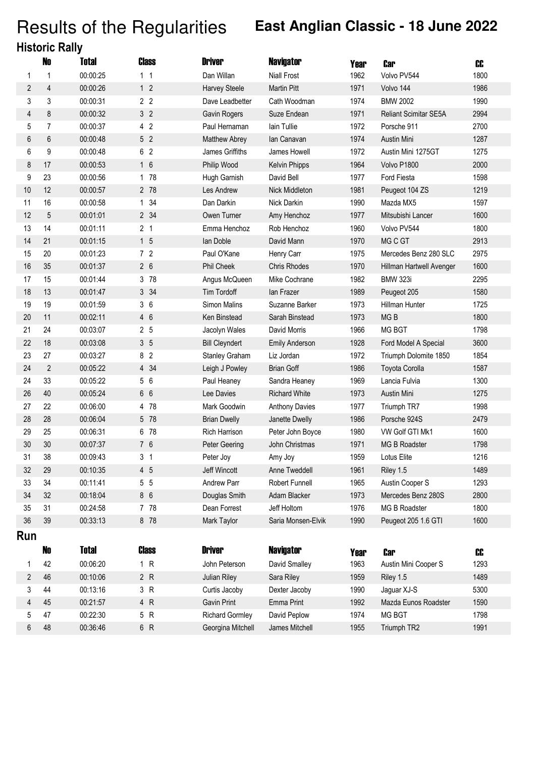# Results of the Regularities

## East Anglian Classic - 18 June 2022

### Historic Rally

| | No | Total | Class | | Driver | Navigator | Year | Car | CC |
|---|---|---|---|---|---|---|---|---|---|
| 1 | 1 | 00:00:25 | 1 | 1 | Dan Willan | Niall Frost | 1962 | Volvo PV544 | 1800 |
| 2 | 4 | 00:00:26 | 1 | 2 | Harvey Steele | Martin Pitt | 1971 | Volvo 144 | 1986 |
| 3 | 3 | 00:00:31 | 2 | 2 | Dave Leadbetter | Cath Woodman | 1974 | BMW 2002 | 1990 |
| 4 | 8 | 00:00:32 | 3 | 2 | Gavin Rogers | Suze Endean | 1971 | Reliant Scimitar SE5A | 2994 |
| 5 | 7 | 00:00:37 | 4 | 2 | Paul Hernaman | Iain Tullie | 1972 | Porsche 911 | 2700 |
| 6 | 6 | 00:00:48 | 5 | 2 | Matthew Abrey | Ian Canavan | 1974 | Austin Mini | 1287 |
| 6 | 9 | 00:00:48 | 6 | 2 | James Griffiths | James Howell | 1972 | Austin Mini 1275GT | 1275 |
| 8 | 17 | 00:00:53 | 1 | 6 | Philip Wood | Kelvin Phipps | 1964 | Volvo P1800 | 2000 |
| 9 | 23 | 00:00:56 | 1 | 78 | Hugh Garnish | David Bell | 1977 | Ford Fiesta | 1598 |
| 10 | 12 | 00:00:57 | 2 | 78 | Les Andrew | Nick Middleton | 1981 | Peugeot 104 ZS | 1219 |
| 11 | 16 | 00:00:58 | 1 | 34 | Dan Darkin | Nick Darkin | 1990 | Mazda MX5 | 1597 |
| 12 | 5 | 00:01:01 | 2 | 34 | Owen Turner | Amy Henchoz | 1977 | Mitsubishi Lancer | 1600 |
| 13 | 14 | 00:01:11 | 2 | 1 | Emma Henchoz | Rob Henchoz | 1960 | Volvo PV544 | 1800 |
| 14 | 21 | 00:01:15 | 1 | 5 | Ian Doble | David Mann | 1970 | MG C GT | 2913 |
| 15 | 20 | 00:01:23 | 7 | 2 | Paul O'Kane | Henry Carr | 1975 | Mercedes Benz 280 SLC | 2975 |
| 16 | 35 | 00:01:37 | 2 | 6 | Phil Cheek | Chris Rhodes | 1970 | Hillman Hartwell Avenger | 1600 |
| 17 | 15 | 00:01:44 | 3 | 78 | Angus McQueen | Mike Cochrane | 1982 | BMW 323i | 2295 |
| 18 | 13 | 00:01:47 | 3 | 34 | Tim Tordoff | Ian Frazer | 1989 | Peugeot 205 | 1580 |
| 19 | 19 | 00:01:59 | 3 | 6 | Simon Malins | Suzanne Barker | 1973 | Hillman Hunter | 1725 |
| 20 | 11 | 00:02:11 | 4 | 6 | Ken Binstead | Sarah Binstead | 1973 | MG B | 1800 |
| 21 | 24 | 00:03:07 | 2 | 5 | Jacolyn Wales | David Morris | 1966 | MG BGT | 1798 |
| 22 | 18 | 00:03:08 | 3 | 5 | Bill Cleyndert | Emily Anderson | 1928 | Ford Model A Special | 3600 |
| 23 | 27 | 00:03:27 | 8 | 2 | Stanley Graham | Liz Jordan | 1972 | Triumph Dolomite 1850 | 1854 |
| 24 | 2 | 00:05:22 | 4 | 34 | Leigh J Powley | Brian Goff | 1986 | Toyota Corolla | 1587 |
| 24 | 33 | 00:05:22 | 5 | 6 | Paul Heaney | Sandra Heaney | 1969 | Lancia Fulvia | 1300 |
| 26 | 40 | 00:05:24 | 6 | 6 | Lee Davies | Richard White | 1973 | Austin Mini | 1275 |
| 27 | 22 | 00:06:00 | 4 | 78 | Mark Goodwin | Anthony Davies | 1977 | Triumph TR7 | 1998 |
| 28 | 28 | 00:06:04 | 5 | 78 | Brian Dwelly | Janette Dwelly | 1986 | Porsche 924S | 2479 |
| 29 | 25 | 00:06:31 | 6 | 78 | Rich Harrison | Peter John Boyce | 1980 | VW Golf GTI Mk1 | 1600 |
| 30 | 30 | 00:07:37 | 7 | 6 | Peter Geering | John Christmas | 1971 | MG B Roadster | 1798 |
| 31 | 38 | 00:09:43 | 3 | 1 | Peter Joy | Amy Joy | 1959 | Lotus Elite | 1216 |
| 32 | 29 | 00:10:35 | 4 | 5 | Jeff Wincott | Anne Tweddell | 1961 | Riley 1.5 | 1489 |
| 33 | 34 | 00:11:41 | 5 | 5 | Andrew Parr | Robert Funnell | 1965 | Austin Cooper S | 1293 |
| 34 | 32 | 00:18:04 | 8 | 6 | Douglas Smith | Adam Blacker | 1973 | Mercedes Benz 280S | 2800 |
| 35 | 31 | 00:24:58 | 7 | 78 | Dean Forrest | Jeff Holtom | 1976 | MG B Roadster | 1800 |
| 36 | 39 | 00:33:13 | 8 | 78 | Mark Taylor | Saria Monsen-Elvik | 1990 | Peugeot 205 1.6 GTI | 1600 |

### Run

| | No | Total | Class | | Driver | Navigator | Year | Car | CC |
|---|---|---|---|---|---|---|---|---|---|
| 1 | 42 | 00:06:20 | 1 | R | John Peterson | David Smalley | 1963 | Austin Mini Cooper S | 1293 |
| 2 | 46 | 00:10:06 | 2 | R | Julian Riley | Sara Riley | 1959 | Riley 1.5 | 1489 |
| 3 | 44 | 00:13:16 | 3 | R | Curtis Jacoby | Dexter Jacoby | 1990 | Jaguar XJ-S | 5300 |
| 4 | 45 | 00:21:57 | 4 | R | Gavin Print | Emma Print | 1992 | Mazda Eunos Roadster | 1590 |
| 5 | 47 | 00:22:30 | 5 | R | Richard Gormley | David Peplow | 1974 | MG BGT | 1798 |
| 6 | 48 | 00:36:46 | 6 | R | Georgina Mitchell | James Mitchell | 1955 | Triumph TR2 | 1991 |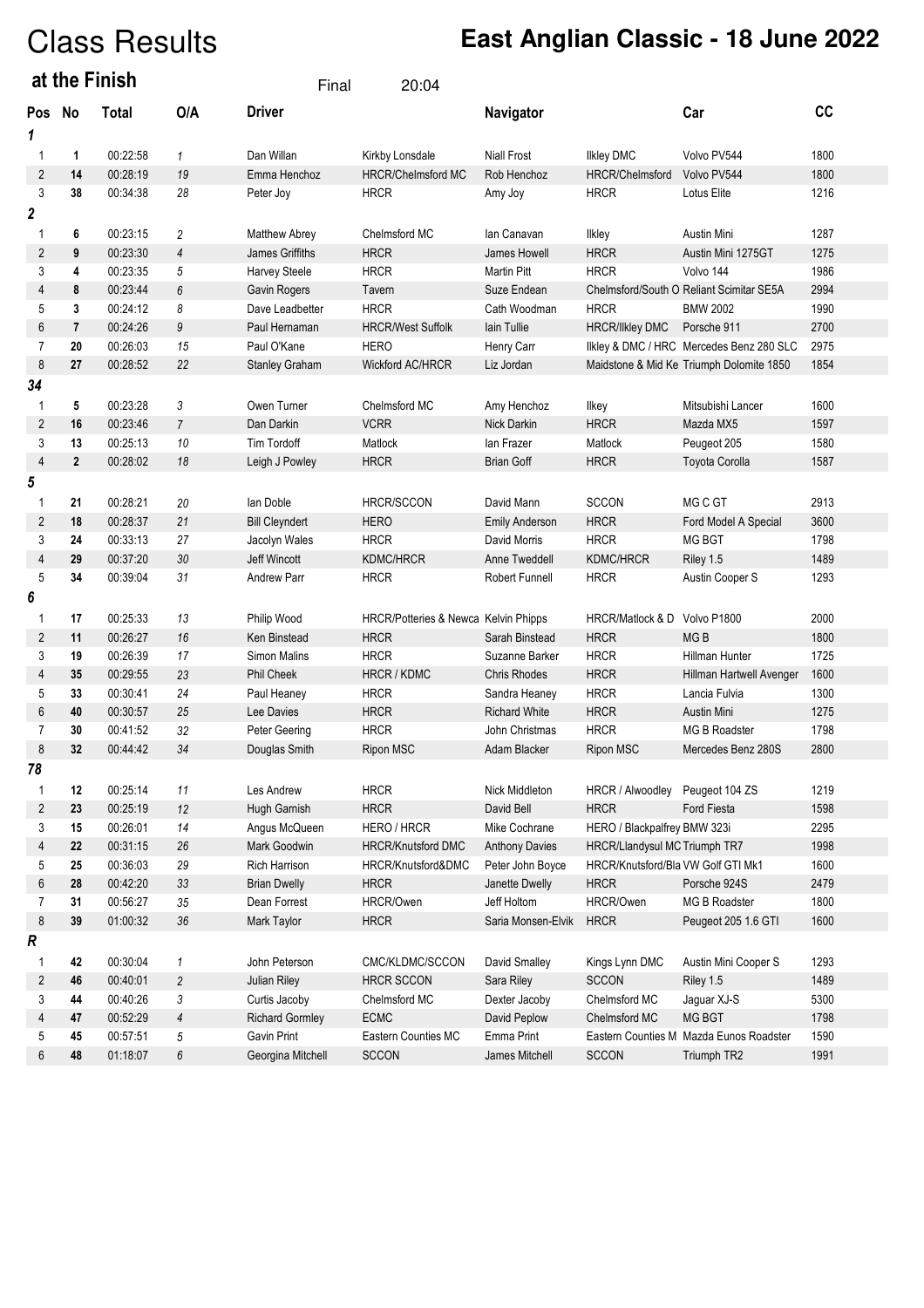# Class Results

## East Anglian Classic - 18 June 2022

**at the Finish** Final 20:04

| Pos | No | Total | O/A | Driver | | Navigator | | Car | CC |
|---|---|---|---|---|---|---|---|---|---|
| ***1*** | | | | | | | | | |
| 1 | **1** | 00:22:58 | *1* | Dan Willan | Kirkby Lonsdale | Niall Frost | Ilkley DMC | Volvo PV544 | 1800 |
| 2 | **14** | 00:28:19 | *19* | Emma Henchoz | HRCR/Chelmsford MC | Rob Henchoz | HRCR/Chelmsford | Volvo PV544 | 1800 |
| 3 | **38** | 00:34:38 | *28* | Peter Joy | HRCR | Amy Joy | HRCR | Lotus Elite | 1216 |
| ***2*** | | | | | | | | | |
| 1 | **6** | 00:23:15 | *2* | Matthew Abrey | Chelmsford MC | Ian Canavan | Ilkley | Austin Mini | 1287 |
| 2 | **9** | 00:23:30 | *4* | James Griffiths | HRCR | James Howell | HRCR | Austin Mini 1275GT | 1275 |
| 3 | **4** | 00:23:35 | *5* | Harvey Steele | HRCR | Martin Pitt | HRCR | Volvo 144 | 1986 |
| 4 | **8** | 00:23:44 | *6* | Gavin Rogers | Tavern | Suze Endean | Chelmsford/South O | Reliant Scimitar SE5A | 2994 |
| 5 | **3** | 00:24:12 | *8* | Dave Leadbetter | HRCR | Cath Woodman | HRCR | BMW 2002 | 1990 |
| 6 | **7** | 00:24:26 | *9* | Paul Hernaman | HRCR/West Suffolk | Iain Tullie | HRCR/Ilkley DMC | Porsche 911 | 2700 |
| 7 | **20** | 00:26:03 | *15* | Paul O'Kane | HERO | Henry Carr | Ilkley & DMC / HRC | Mercedes Benz 280 SLC | 2975 |
| 8 | **27** | 00:28:52 | *22* | Stanley Graham | Wickford AC/HRCR | Liz Jordan | Maidstone & Mid Ke | Triumph Dolomite 1850 | 1854 |
| ***34*** | | | | | | | | | |
| 1 | **5** | 00:23:28 | *3* | Owen Turner | Chelmsford MC | Amy Henchoz | Ilkey | Mitsubishi Lancer | 1600 |
| 2 | **16** | 00:23:46 | *7* | Dan Darkin | VCRR | Nick Darkin | HRCR | Mazda MX5 | 1597 |
| 3 | **13** | 00:25:13 | *10* | Tim Tordoff | Matlock | Ian Frazer | Matlock | Peugeot 205 | 1580 |
| 4 | **2** | 00:28:02 | *18* | Leigh J Powley | HRCR | Brian Goff | HRCR | Toyota Corolla | 1587 |
| ***5*** | | | | | | | | | |
| 1 | **21** | 00:28:21 | *20* | Ian Doble | HRCR/SCCON | David Mann | SCCON | MG C GT | 2913 |
| 2 | **18** | 00:28:37 | *21* | Bill Cleyndert | HERO | Emily Anderson | HRCR | Ford Model A Special | 3600 |
| 3 | **24** | 00:33:13 | *27* | Jacolyn Wales | HRCR | David Morris | HRCR | MG BGT | 1798 |
| 4 | **29** | 00:37:20 | *30* | Jeff Wincott | KDMC/HRCR | Anne Tweddell | KDMC/HRCR | Riley 1.5 | 1489 |
| 5 | **34** | 00:39:04 | *31* | Andrew Parr | HRCR | Robert Funnell | HRCR | Austin Cooper S | 1293 |
| ***6*** | | | | | | | | | |
| 1 | **17** | 00:25:33 | *13* | Philip Wood | HRCR/Potteries & Newca | Kelvin Phipps | HRCR/Matlock & D | Volvo P1800 | 2000 |
| 2 | **11** | 00:26:27 | *16* | Ken Binstead | HRCR | Sarah Binstead | HRCR | MG B | 1800 |
| 3 | **19** | 00:26:39 | *17* | Simon Malins | HRCR | Suzanne Barker | HRCR | Hillman Hunter | 1725 |
| 4 | **35** | 00:29:55 | *23* | Phil Cheek | HRCR / KDMC | Chris Rhodes | HRCR | Hillman Hartwell Avenger | 1600 |
| 5 | **33** | 00:30:41 | *24* | Paul Heaney | HRCR | Sandra Heaney | HRCR | Lancia Fulvia | 1300 |
| 6 | **40** | 00:30:57 | *25* | Lee Davies | HRCR | Richard White | HRCR | Austin Mini | 1275 |
| 7 | **30** | 00:41:52 | *32* | Peter Geering | HRCR | John Christmas | HRCR | MG B Roadster | 1798 |
| 8 | **32** | 00:44:42 | *34* | Douglas Smith | Ripon MSC | Adam Blacker | Ripon MSC | Mercedes Benz 280S | 2800 |
| ***78*** | | | | | | | | | |
| 1 | **12** | 00:25:14 | *11* | Les Andrew | HRCR | Nick Middleton | HRCR / Alwoodley | Peugeot 104 ZS | 1219 |
| 2 | **23** | 00:25:19 | *12* | Hugh Garnish | HRCR | David Bell | HRCR | Ford Fiesta | 1598 |
| 3 | **15** | 00:26:01 | *14* | Angus McQueen | HERO / HRCR | Mike Cochrane | HERO / Blackpalfrey | BMW 323i | 2295 |
| 4 | **22** | 00:31:15 | *26* | Mark Goodwin | HRCR/Knutsford DMC | Anthony Davies | HRCR/Llandysul MC | Triumph TR7 | 1998 |
| 5 | **25** | 00:36:03 | *29* | Rich Harrison | HRCR/Knutsford&DMC | Peter John Boyce | HRCR/Knutsford/Bla | VW Golf GTI Mk1 | 1600 |
| 6 | **28** | 00:42:20 | *33* | Brian Dwelly | HRCR | Janette Dwelly | HRCR | Porsche 924S | 2479 |
| 7 | **31** | 00:56:27 | *35* | Dean Forrest | HRCR/Owen | Jeff Holtom | HRCR/Owen | MG B Roadster | 1800 |
| 8 | **39** | 01:00:32 | *36* | Mark Taylor | HRCR | Saria Monsen-Elvik | HRCR | Peugeot 205 1.6 GTI | 1600 |
| ***R*** | | | | | | | | | |
| 1 | **42** | 00:30:04 | *1* | John Peterson | CMC/KLDMC/SCCON | David Smalley | Kings Lynn DMC | Austin Mini Cooper S | 1293 |
| 2 | **46** | 00:40:01 | *2* | Julian Riley | HRCR SCCON | Sara Riley | SCCON | Riley 1.5 | 1489 |
| 3 | **44** | 00:40:26 | *3* | Curtis Jacoby | Chelmsford MC | Dexter Jacoby | Chelmsford MC | Jaguar XJ-S | 5300 |
| 4 | **47** | 00:52:29 | *4* | Richard Gormley | ECMC | David Peplow | Chelmsford MC | MG BGT | 1798 |
| 5 | **45** | 00:57:51 | *5* | Gavin Print | Eastern Counties MC | Emma Print | Eastern Counties M | Mazda Eunos Roadster | 1590 |
| 6 | **48** | 01:18:07 | *6* | Georgina Mitchell | SCCON | James Mitchell | SCCON | Triumph TR2 | 1991 |